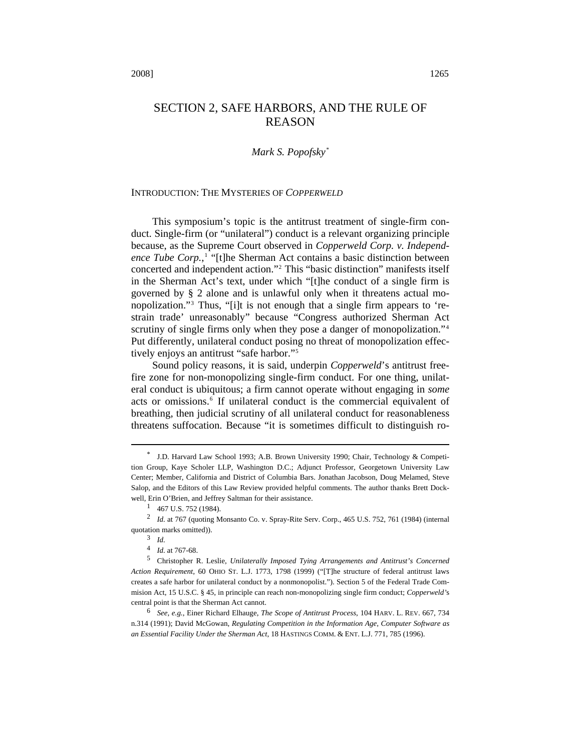# SECTION 2, SAFE HARBORS, AND THE RULE OF REASON

*Mark S. Popofsky*[*]

## INTRODUCTION: THE MYSTERIES OF *COPPERWELD*

This symposium's topic is the antitrust treatment of single-firm conduct. Single-firm (or "unilateral") conduct is a relevant organizing principle because, as the Supreme Court observed in *Copperweld Corp. v. Independence Tube Corp.*,[1] "[t]he Sherman Act contains a basic distinction between concerted and independent action."[2] This "basic distinction" manifests itself in the Sherman Act's text, under which "[t]he conduct of a single firm is governed by § 2 alone and is unlawful only when it threatens actual monopolization."[3] Thus, "[i]t is not enough that a single firm appears to 'restrain trade' unreasonably" because "Congress authorized Sherman Act scrutiny of single firms only when they pose a danger of monopolization."[4] Put differently, unilateral conduct posing no threat of monopolization effectively enjoys an antitrust "safe harbor."[5]

Sound policy reasons, it is said, underpin *Copperweld*'s antitrust free-fire zone for non-monopolizing single-firm conduct. For one thing, unilateral conduct is ubiquitous; a firm cannot operate without engaging in *some* acts or omissions.[6] If unilateral conduct is the commercial equivalent of breathing, then judicial scrutiny of all unilateral conduct for reasonableness threatens suffocation. Because "it is sometimes difficult to distinguish ro-

---

[*] J.D. Harvard Law School 1993; A.B. Brown University 1990; Chair, Technology & Competition Group, Kaye Scholer LLP, Washington D.C.; Adjunct Professor, Georgetown University Law Center; Member, California and District of Columbia Bars. Jonathan Jacobson, Doug Melamed, Steve Salop, and the Editors of this Law Review provided helpful comments. The author thanks Brett Dockwell, Erin O'Brien, and Jeffrey Saltman for their assistance.

[1] 467 U.S. 752 (1984).

[2] *Id.* at 767 (quoting Monsanto Co. v. Spray-Rite Serv. Corp., 465 U.S. 752, 761 (1984) (internal quotation marks omitted)).

[3] *Id.*

[4] *Id.* at 767-68.

[5] Christopher R. Leslie, *Unilaterally Imposed Tying Arrangements and Antitrust's Concerned Action Requirement*, 60 OHIO ST. L.J. 1773, 1798 (1999) ("[T]he structure of federal antitrust laws creates a safe harbor for unilateral conduct by a nonmonopolist."). Section 5 of the Federal Trade Commision Act, 15 U.S.C. § 45, in principle can reach non-monopolizing single firm conduct; *Copperweld*'s central point is that the Sherman Act cannot.

[6] *See, e.g.*, Einer Richard Elhauge, *The Scope of Antitrust Process*, 104 HARV. L. REV. 667, 734 n.314 (1991); David McGowan, *Regulating Competition in the Information Age, Computer Software as an Essential Facility Under the Sherman Act*, 18 HASTINGS COMM. & ENT. L.J. 771, 785 (1996).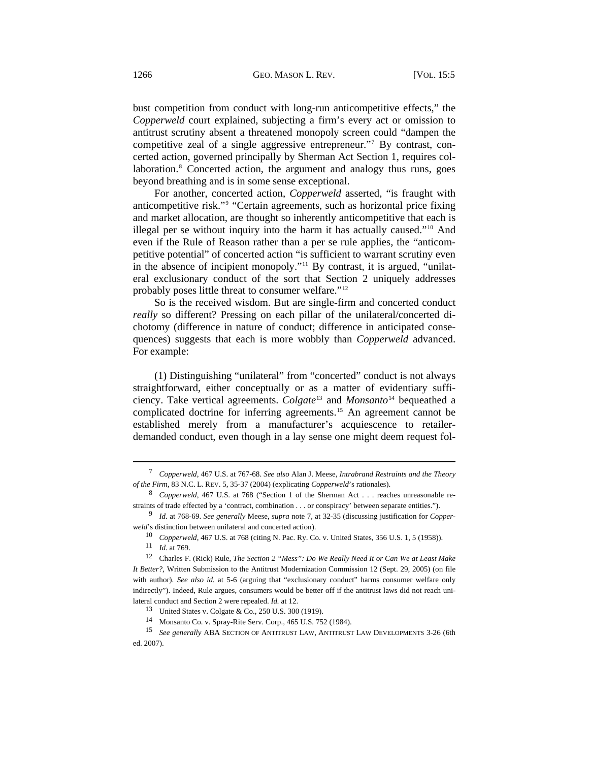bust competition from conduct with long-run anticompetitive effects," the *Copperweld* court explained, subjecting a firm's every act or omission to antitrust scrutiny absent a threatened monopoly screen could "dampen the competitive zeal of a single aggressive entrepreneur."[7] By contrast, concerted action, governed principally by Sherman Act Section 1, requires collaboration.[8] Concerted action, the argument and analogy thus runs, goes beyond breathing and is in some sense exceptional.

For another, concerted action, *Copperweld* asserted, "is fraught with anticompetitive risk."[9] "Certain agreements, such as horizontal price fixing and market allocation, are thought so inherently anticompetitive that each is illegal per se without inquiry into the harm it has actually caused."[10] And even if the Rule of Reason rather than a per se rule applies, the "anticompetitive potential" of concerted action "is sufficient to warrant scrutiny even in the absence of incipient monopoly."[11] By contrast, it is argued, "unilateral exclusionary conduct of the sort that Section 2 uniquely addresses probably poses little threat to consumer welfare."[12]

So is the received wisdom. But are single-firm and concerted conduct *really* so different? Pressing on each pillar of the unilateral/concerted dichotomy (difference in nature of conduct; difference in anticipated consequences) suggests that each is more wobbly than *Copperweld* advanced. For example:

(1) Distinguishing "unilateral" from "concerted" conduct is not always straightforward, either conceptually or as a matter of evidentiary sufficiency. Take vertical agreements. *Colgate*[13] and *Monsanto*[14] bequeathed a complicated doctrine for inferring agreements.[15] An agreement cannot be established merely from a manufacturer's acquiescence to retailer-demanded conduct, even though in a lay sense one might deem request fol-

---

7 *Copperweld*, 467 U.S. at 767-68. *See also* Alan J. Meese, *Intrabrand Restraints and the Theory of the Firm*, 83 N.C. L. REV. 5, 35-37 (2004) (explicating *Copperweld*'s rationales).

8 *Copperweld*, 467 U.S. at 768 ("Section 1 of the Sherman Act . . . reaches unreasonable restraints of trade effected by a 'contract, combination . . . or conspiracy' between separate entities.").

9 *Id.* at 768-69. *See generally* Meese, *supra* note 7, at 32-35 (discussing justification for *Copperweld*'s distinction between unilateral and concerted action).

10 *Copperweld*, 467 U.S. at 768 (citing N. Pac. Ry. Co. v. United States, 356 U.S. 1, 5 (1958)).

11 *Id.* at 769.

12 Charles F. (Rick) Rule, *The Section 2 "Mess": Do We Really Need It or Can We at Least Make It Better?*, Written Submission to the Antitrust Modernization Commission 12 (Sept. 29, 2005) (on file with author). *See also id.* at 5-6 (arguing that "exclusionary conduct" harms consumer welfare only indirectly"). Indeed, Rule argues, consumers would be better off if the antitrust laws did not reach unilateral conduct and Section 2 were repealed. *Id.* at 12.

13 United States v. Colgate & Co., 250 U.S. 300 (1919).

14 Monsanto Co. v. Spray-Rite Serv. Corp., 465 U.S. 752 (1984).

15 *See generally* ABA SECTION OF ANTITRUST LAW, ANTITRUST LAW DEVELOPMENTS 3-26 (6th ed. 2007).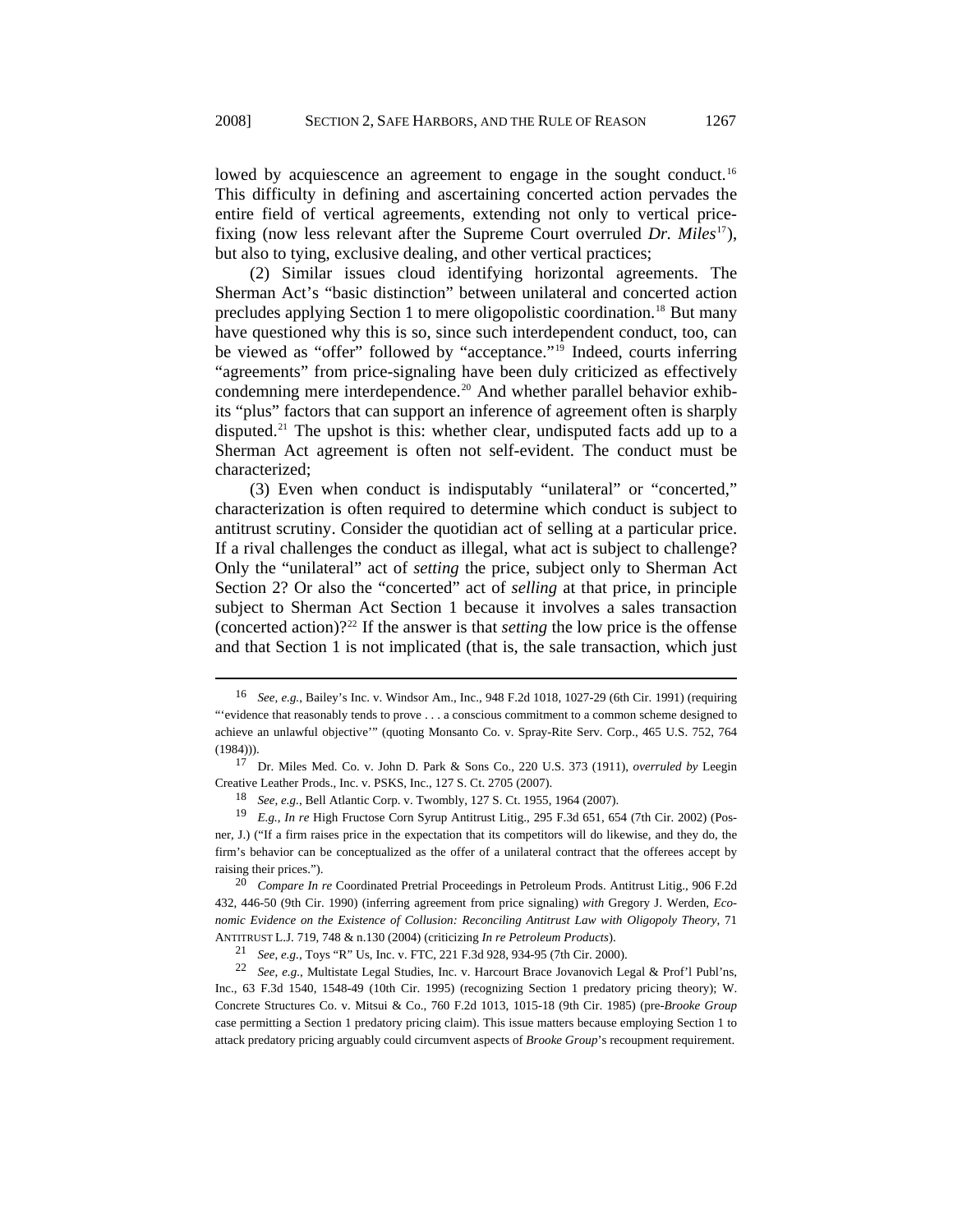lowed by acquiescence an agreement to engage in the sought conduct.[16] This difficulty in defining and ascertaining concerted action pervades the entire field of vertical agreements, extending not only to vertical price-fixing (now less relevant after the Supreme Court overruled *Dr. Miles*[17]), but also to tying, exclusive dealing, and other vertical practices;

(2) Similar issues cloud identifying horizontal agreements. The Sherman Act's "basic distinction" between unilateral and concerted action precludes applying Section 1 to mere oligopolistic coordination.[18] But many have questioned why this is so, since such interdependent conduct, too, can be viewed as "offer" followed by "acceptance."[19] Indeed, courts inferring "agreements" from price-signaling have been duly criticized as effectively condemning mere interdependence.[20] And whether parallel behavior exhibits "plus" factors that can support an inference of agreement often is sharply disputed.[21] The upshot is this: whether clear, undisputed facts add up to a Sherman Act agreement is often not self-evident. The conduct must be characterized;

(3) Even when conduct is indisputably "unilateral" or "concerted," characterization is often required to determine which conduct is subject to antitrust scrutiny. Consider the quotidian act of selling at a particular price. If a rival challenges the conduct as illegal, what act is subject to challenge? Only the "unilateral" act of *setting* the price, subject only to Sherman Act Section 2? Or also the "concerted" act of *selling* at that price, in principle subject to Sherman Act Section 1 because it involves a sales transaction (concerted action)?[22] If the answer is that *setting* the low price is the offense and that Section 1 is not implicated (that is, the sale transaction, which just

---

16 *See, e.g.*, Bailey's Inc. v. Windsor Am., Inc., 948 F.2d 1018, 1027-29 (6th Cir. 1991) (requiring "'evidence that reasonably tends to prove . . . a conscious commitment to a common scheme designed to achieve an unlawful objective'" (quoting Monsanto Co. v. Spray-Rite Serv. Corp., 465 U.S. 752, 764 (1984))).

17 Dr. Miles Med. Co. v. John D. Park & Sons Co., 220 U.S. 373 (1911), *overruled by* Leegin Creative Leather Prods., Inc. v. PSKS, Inc., 127 S. Ct. 2705 (2007).

18 *See, e.g.*, Bell Atlantic Corp. v. Twombly, 127 S. Ct. 1955, 1964 (2007).

19 *E.g.*, *In re* High Fructose Corn Syrup Antitrust Litig., 295 F.3d 651, 654 (7th Cir. 2002) (Posner, J.) ("If a firm raises price in the expectation that its competitors will do likewise, and they do, the firm's behavior can be conceptualized as the offer of a unilateral contract that the offerees accept by raising their prices.").

20 *Compare In re* Coordinated Pretrial Proceedings in Petroleum Prods. Antitrust Litig., 906 F.2d 432, 446-50 (9th Cir. 1990) (inferring agreement from price signaling) *with* Gregory J. Werden, *Economic Evidence on the Existence of Collusion: Reconciling Antitrust Law with Oligopoly Theory*, 71 ANTITRUST L.J. 719, 748 & n.130 (2004) (criticizing *In re Petroleum Products*).

21 *See, e.g.*, Toys "R" Us, Inc. v. FTC, 221 F.3d 928, 934-95 (7th Cir. 2000).

22 *See, e.g.*, Multistate Legal Studies, Inc. v. Harcourt Brace Jovanovich Legal & Prof'l Publ'ns, Inc., 63 F.3d 1540, 1548-49 (10th Cir. 1995) (recognizing Section 1 predatory pricing theory); W. Concrete Structures Co. v. Mitsui & Co., 760 F.2d 1013, 1015-18 (9th Cir. 1985) (pre-*Brooke Group* case permitting a Section 1 predatory pricing claim). This issue matters because employing Section 1 to attack predatory pricing arguably could circumvent aspects of *Brooke Group*'s recoupment requirement.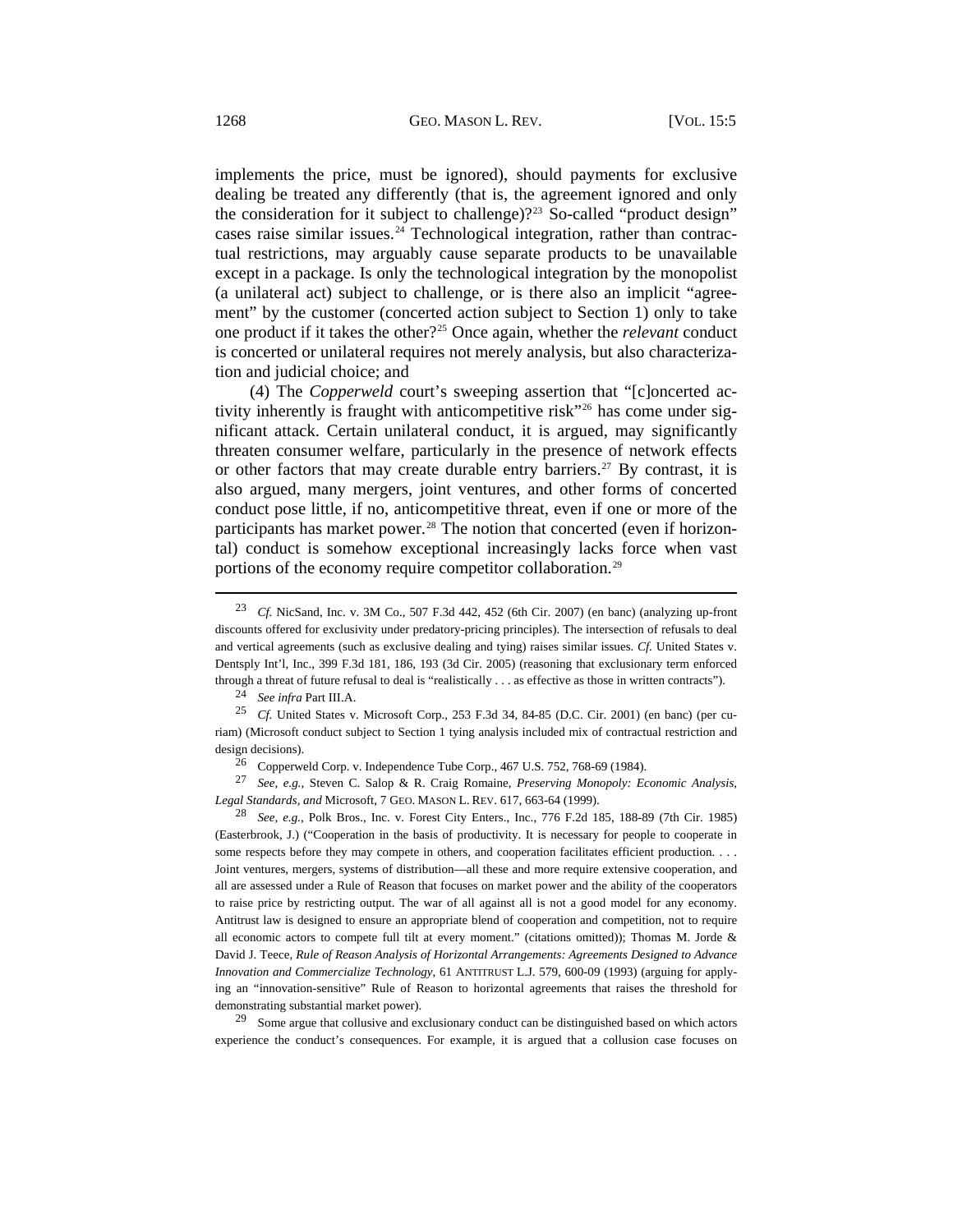implements the price, must be ignored), should payments for exclusive dealing be treated any differently (that is, the agreement ignored and only the consideration for it subject to challenge)?[23] So-called "product design" cases raise similar issues.[24] Technological integration, rather than contractual restrictions, may arguably cause separate products to be unavailable except in a package. Is only the technological integration by the monopolist (a unilateral act) subject to challenge, or is there also an implicit "agreement" by the customer (concerted action subject to Section 1) only to take one product if it takes the other?[25] Once again, whether the *relevant* conduct is concerted or unilateral requires not merely analysis, but also characterization and judicial choice; and

(4) The *Copperweld* court's sweeping assertion that "[c]oncerted activity inherently is fraught with anticompetitive risk"[26] has come under significant attack. Certain unilateral conduct, it is argued, may significantly threaten consumer welfare, particularly in the presence of network effects or other factors that may create durable entry barriers.[27] By contrast, it is also argued, many mergers, joint ventures, and other forms of concerted conduct pose little, if no, anticompetitive threat, even if one or more of the participants has market power.[28] The notion that concerted (even if horizontal) conduct is somehow exceptional increasingly lacks force when vast portions of the economy require competitor collaboration.[29]

---

[23] *Cf.* NicSand, Inc. v. 3M Co., 507 F.3d 442, 452 (6th Cir. 2007) (en banc) (analyzing up-front discounts offered for exclusivity under predatory-pricing principles). The intersection of refusals to deal and vertical agreements (such as exclusive dealing and tying) raises similar issues. *Cf.* United States v. Dentsply Int'l, Inc., 399 F.3d 181, 186, 193 (3d Cir. 2005) (reasoning that exclusionary term enforced through a threat of future refusal to deal is "realistically . . . as effective as those in written contracts").

[24] *See infra* Part III.A.

[25] *Cf.* United States v. Microsoft Corp., 253 F.3d 34, 84-85 (D.C. Cir. 2001) (en banc) (per curiam) (Microsoft conduct subject to Section 1 tying analysis included mix of contractual restriction and design decisions).

[26] Copperweld Corp. v. Independence Tube Corp., 467 U.S. 752, 768-69 (1984).

[27] *See, e.g.*, Steven C. Salop & R. Craig Romaine, *Preserving Monopoly: Economic Analysis, Legal Standards, and* Microsoft, 7 GEO. MASON L. REV. 617, 663-64 (1999).

[28] *See, e.g.*, Polk Bros., Inc. v. Forest City Enters., Inc., 776 F.2d 185, 188-89 (7th Cir. 1985) (Easterbrook, J.) ("Cooperation in the basis of productivity. It is necessary for people to cooperate in some respects before they may compete in others, and cooperation facilitates efficient production. . . . Joint ventures, mergers, systems of distribution—all these and more require extensive cooperation, and all are assessed under a Rule of Reason that focuses on market power and the ability of the cooperators to raise price by restricting output. The war of all against all is not a good model for any economy. Antitrust law is designed to ensure an appropriate blend of cooperation and competition, not to require all economic actors to compete full tilt at every moment." (citations omitted)); Thomas M. Jorde & David J. Teece, *Rule of Reason Analysis of Horizontal Arrangements: Agreements Designed to Advance Innovation and Commercialize Technology*, 61 ANTITRUST L.J. 579, 600-09 (1993) (arguing for applying an "innovation-sensitive" Rule of Reason to horizontal agreements that raises the threshold for demonstrating substantial market power).

[29] Some argue that collusive and exclusionary conduct can be distinguished based on which actors experience the conduct's consequences. For example, it is argued that a collusion case focuses on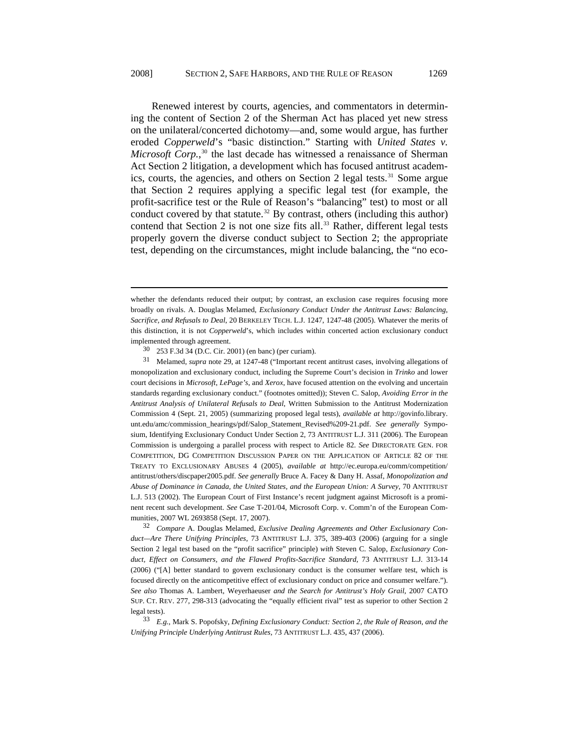Renewed interest by courts, agencies, and commentators in determining the content of Section 2 of the Sherman Act has placed yet new stress on the unilateral/concerted dichotomy—and, some would argue, has further eroded *Copperweld*'s "basic distinction." Starting with *United States v. Microsoft Corp.*,[30] the last decade has witnessed a renaissance of Sherman Act Section 2 litigation, a development which has focused antitrust academics, courts, the agencies, and others on Section 2 legal tests.[31] Some argue that Section 2 requires applying a specific legal test (for example, the profit-sacrifice test or the Rule of Reason's "balancing" test) to most or all conduct covered by that statute.[32] By contrast, others (including this author) contend that Section 2 is not one size fits all.[33] Rather, different legal tests properly govern the diverse conduct subject to Section 2; the appropriate test, depending on the circumstances, might include balancing, the "no eco-

---

whether the defendants reduced their output; by contrast, an exclusion case requires focusing more broadly on rivals. A. Douglas Melamed, *Exclusionary Conduct Under the Antitrust Laws: Balancing, Sacrifice, and Refusals to Deal*, 20 BERKELEY TECH. L.J. 1247, 1247-48 (2005). Whatever the merits of this distinction, it is not *Copperweld*'s, which includes within concerted action exclusionary conduct implemented through agreement.

[30] 253 F.3d 34 (D.C. Cir. 2001) (en banc) (per curiam).

[31] Melamed, *supra* note 29, at 1247-48 ("Important recent antitrust cases, involving allegations of monopolization and exclusionary conduct, including the Supreme Court's decision in *Trinko* and lower court decisions in *Microsoft*, *LePage's*, and *Xerox*, have focused attention on the evolving and uncertain standards regarding exclusionary conduct." (footnotes omitted)); Steven C. Salop, *Avoiding Error in the Antitrust Analysis of Unilateral Refusals to Deal*, Written Submission to the Antitrust Modernization Commission 4 (Sept. 21, 2005) (summarizing proposed legal tests), *available at* http://govinfo.library.unt.edu/amc/commission_hearings/pdf/Salop_Statement_Revised%209-21.pdf. *See generally* Symposium, Identifying Exclusionary Conduct Under Section 2, 73 ANTITRUST L.J. 311 (2006). The European Commission is undergoing a parallel process with respect to Article 82. *See* DIRECTORATE GEN. FOR COMPETITION, DG COMPETITION DISCUSSION PAPER ON THE APPLICATION OF ARTICLE 82 OF THE TREATY TO EXCLUSIONARY ABUSES 4 (2005), *available at* http://ec.europa.eu/comm/competition/antitrust/others/discpaper2005.pdf. *See generally* Bruce A. Facey & Dany H. Assaf, *Monopolization and Abuse of Dominance in Canada, the United States, and the European Union: A Survey*, 70 ANTITRUST L.J. 513 (2002). The European Court of First Instance's recent judgment against Microsoft is a prominent recent such development. *See* Case T-201/04, Microsoft Corp. v. Comm'n of the European Communities, 2007 WL 2693858 (Sept. 17, 2007).

[32] *Compare* A. Douglas Melamed, *Exclusive Dealing Agreements and Other Exclusionary Conduct—Are There Unifying Principles*, 73 ANTITRUST L.J. 375, 389-403 (2006) (arguing for a single Section 2 legal test based on the "profit sacrifice" principle) *with* Steven C. Salop, *Exclusionary Conduct, Effect on Consumers, and the Flawed Profits-Sacrifice Standard*, 73 ANTITRUST L.J. 313-14 (2006) ("[A] better standard to govern exclusionary conduct is the consumer welfare test, which is focused directly on the anticompetitive effect of exclusionary conduct on price and consumer welfare."). *See also* Thomas A. Lambert, Weyerhaeuser *and the Search for Antitrust's Holy Grail*, 2007 CATO SUP. CT. REV. 277, 298-313 (advocating the "equally efficient rival" test as superior to other Section 2 legal tests).

[33] *E.g.*, Mark S. Popofsky, *Defining Exclusionary Conduct: Section 2, the Rule of Reason, and the Unifying Principle Underlying Antitrust Rules*, 73 ANTITRUST L.J. 435, 437 (2006).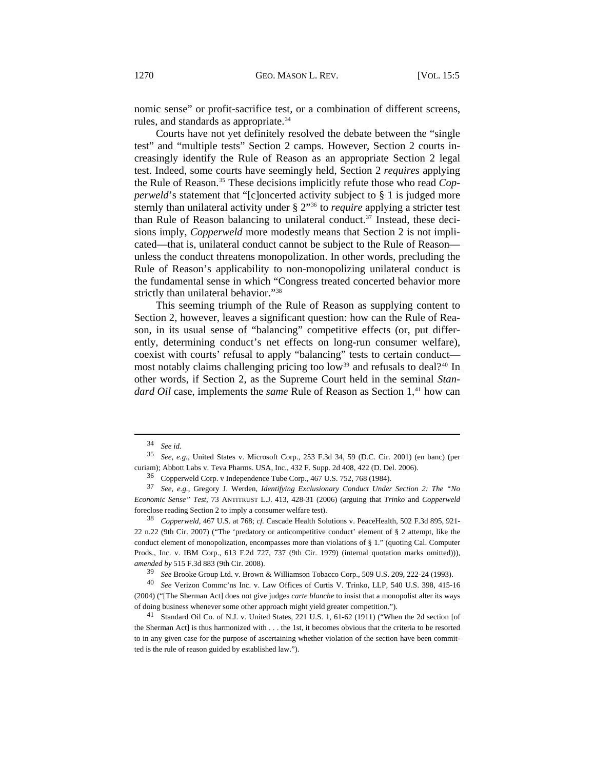nomic sense" or profit-sacrifice test, or a combination of different screens, rules, and standards as appropriate.[34]

Courts have not yet definitely resolved the debate between the "single test" and "multiple tests" Section 2 camps. However, Section 2 courts increasingly identify the Rule of Reason as an appropriate Section 2 legal test. Indeed, some courts have seemingly held, Section 2 *requires* applying the Rule of Reason.[35] These decisions implicitly refute those who read *Copperweld*'s statement that "[c]oncerted activity subject to § 1 is judged more sternly than unilateral activity under § 2"[36] to *require* applying a stricter test than Rule of Reason balancing to unilateral conduct.[37] Instead, these decisions imply, *Copperweld* more modestly means that Section 2 is not implicated—that is, unilateral conduct cannot be subject to the Rule of Reason—unless the conduct threatens monopolization. In other words, precluding the Rule of Reason's applicability to non-monopolizing unilateral conduct is the fundamental sense in which "Congress treated concerted behavior more strictly than unilateral behavior."[38]

This seeming triumph of the Rule of Reason as supplying content to Section 2, however, leaves a significant question: how can the Rule of Reason, in its usual sense of "balancing" competitive effects (or, put differently, determining conduct's net effects on long-run consumer welfare), coexist with courts' refusal to apply "balancing" tests to certain conduct—most notably claims challenging pricing too low[39] and refusals to deal?[40] In other words, if Section 2, as the Supreme Court held in the seminal *Standard Oil* case, implements the *same* Rule of Reason as Section 1,[41] how can

---

[34] *See id.*

[35] *See, e.g.*, United States v. Microsoft Corp., 253 F.3d 34, 59 (D.C. Cir. 2001) (en banc) (per curiam); Abbott Labs v. Teva Pharms. USA, Inc., 432 F. Supp. 2d 408, 422 (D. Del. 2006).

[36] Copperweld Corp. v Independence Tube Corp., 467 U.S. 752, 768 (1984).

[37] *See, e.g.*, Gregory J. Werden, *Identifying Exclusionary Conduct Under Section 2: The "No Economic Sense" Test*, 73 ANTITRUST L.J. 413, 428-31 (2006) (arguing that *Trinko* and *Copperweld* foreclose reading Section 2 to imply a consumer welfare test).

[38] *Copperweld*, 467 U.S. at 768; *cf.* Cascade Health Solutions v. PeaceHealth, 502 F.3d 895, 921-22 n.22 (9th Cir. 2007) ("The 'predatory or anticompetitive conduct' element of § 2 attempt, like the conduct element of monopolization, encompasses more than violations of § 1." (quoting Cal. Computer Prods., Inc. v. IBM Corp., 613 F.2d 727, 737 (9th Cir. 1979) (internal quotation marks omitted))), *amended by* 515 F.3d 883 (9th Cir. 2008).

[39] *See* Brooke Group Ltd. v. Brown & Williamson Tobacco Corp., 509 U.S. 209, 222-24 (1993).

[40] *See* Verizon Commc'ns Inc. v. Law Offices of Curtis V. Trinko, LLP, 540 U.S. 398, 415-16 (2004) ("[The Sherman Act] does not give judges *carte blanche* to insist that a monopolist alter its ways of doing business whenever some other approach might yield greater competition.").

[41] Standard Oil Co. of N.J. v. United States, 221 U.S. 1, 61-62 (1911) ("When the 2d section [of the Sherman Act] is thus harmonized with . . . the 1st, it becomes obvious that the criteria to be resorted to in any given case for the purpose of ascertaining whether violation of the section have been committed is the rule of reason guided by established law.").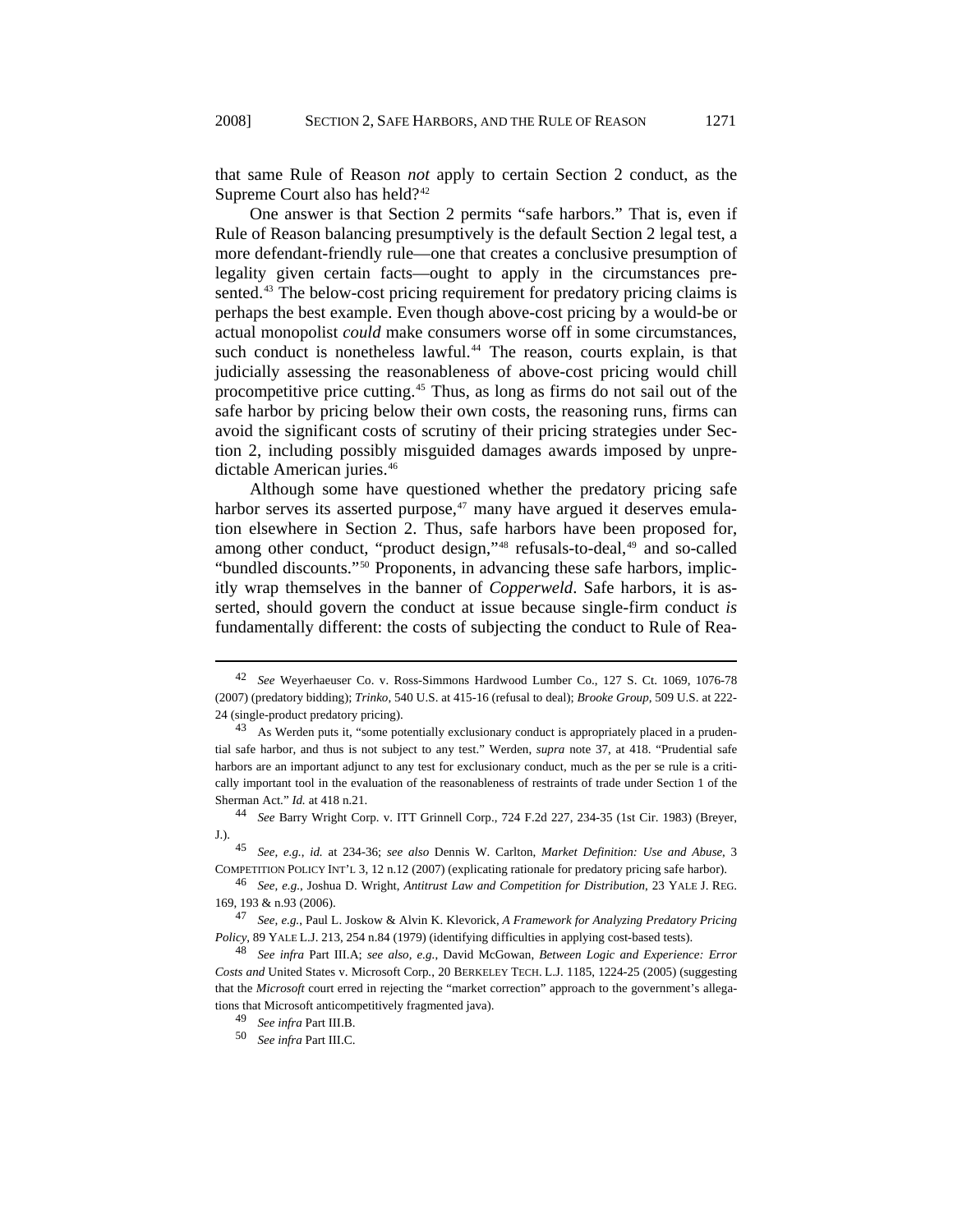that same Rule of Reason *not* apply to certain Section 2 conduct, as the Supreme Court also has held?[42]

One answer is that Section 2 permits "safe harbors." That is, even if Rule of Reason balancing presumptively is the default Section 2 legal test, a more defendant-friendly rule—one that creates a conclusive presumption of legality given certain facts—ought to apply in the circumstances presented.[43] The below-cost pricing requirement for predatory pricing claims is perhaps the best example. Even though above-cost pricing by a would-be or actual monopolist *could* make consumers worse off in some circumstances, such conduct is nonetheless lawful.[44] The reason, courts explain, is that judicially assessing the reasonableness of above-cost pricing would chill procompetitive price cutting.[45] Thus, as long as firms do not sail out of the safe harbor by pricing below their own costs, the reasoning runs, firms can avoid the significant costs of scrutiny of their pricing strategies under Section 2, including possibly misguided damages awards imposed by unpredictable American juries.[46]

Although some have questioned whether the predatory pricing safe harbor serves its asserted purpose,[47] many have argued it deserves emulation elsewhere in Section 2. Thus, safe harbors have been proposed for, among other conduct, "product design,"[48] refusals-to-deal,[49] and so-called "bundled discounts."[50] Proponents, in advancing these safe harbors, implicitly wrap themselves in the banner of *Copperweld*. Safe harbors, it is asserted, should govern the conduct at issue because single-firm conduct *is* fundamentally different: the costs of subjecting the conduct to Rule of Rea-

---

[42] *See* Weyerhaeuser Co. v. Ross-Simmons Hardwood Lumber Co., 127 S. Ct. 1069, 1076-78 (2007) (predatory bidding); *Trinko*, 540 U.S. at 415-16 (refusal to deal); *Brooke Group*, 509 U.S. at 222-24 (single-product predatory pricing).

[43] As Werden puts it, "some potentially exclusionary conduct is appropriately placed in a prudential safe harbor, and thus is not subject to any test." Werden, *supra* note 37, at 418. "Prudential safe harbors are an important adjunct to any test for exclusionary conduct, much as the per se rule is a critically important tool in the evaluation of the reasonableness of restraints of trade under Section 1 of the Sherman Act." *Id.* at 418 n.21.

[44] *See* Barry Wright Corp. v. ITT Grinnell Corp., 724 F.2d 227, 234-35 (1st Cir. 1983) (Breyer, J.).

[45] *See, e.g.*, *id.* at 234-36; *see also* Dennis W. Carlton, *Market Definition: Use and Abuse*, 3 COMPETITION POLICY INT'L 3, 12 n.12 (2007) (explicating rationale for predatory pricing safe harbor).

[46] *See, e.g.*, Joshua D. Wright, *Antitrust Law and Competition for Distribution*, 23 YALE J. REG. 169, 193 & n.93 (2006).

[47] *See, e.g.*, Paul L. Joskow & Alvin K. Klevorick, *A Framework for Analyzing Predatory Pricing Policy*, 89 YALE L.J. 213, 254 n.84 (1979) (identifying difficulties in applying cost-based tests).

[48] *See infra* Part III.A; *see also, e.g.*, David McGowan, *Between Logic and Experience: Error Costs and* United States v. Microsoft Corp., 20 BERKELEY TECH. L.J. 1185, 1224-25 (2005) (suggesting that the *Microsoft* court erred in rejecting the "market correction" approach to the government's allegations that Microsoft anticompetitively fragmented java).

[49] *See infra* Part III.B.

[50] *See infra* Part III.C.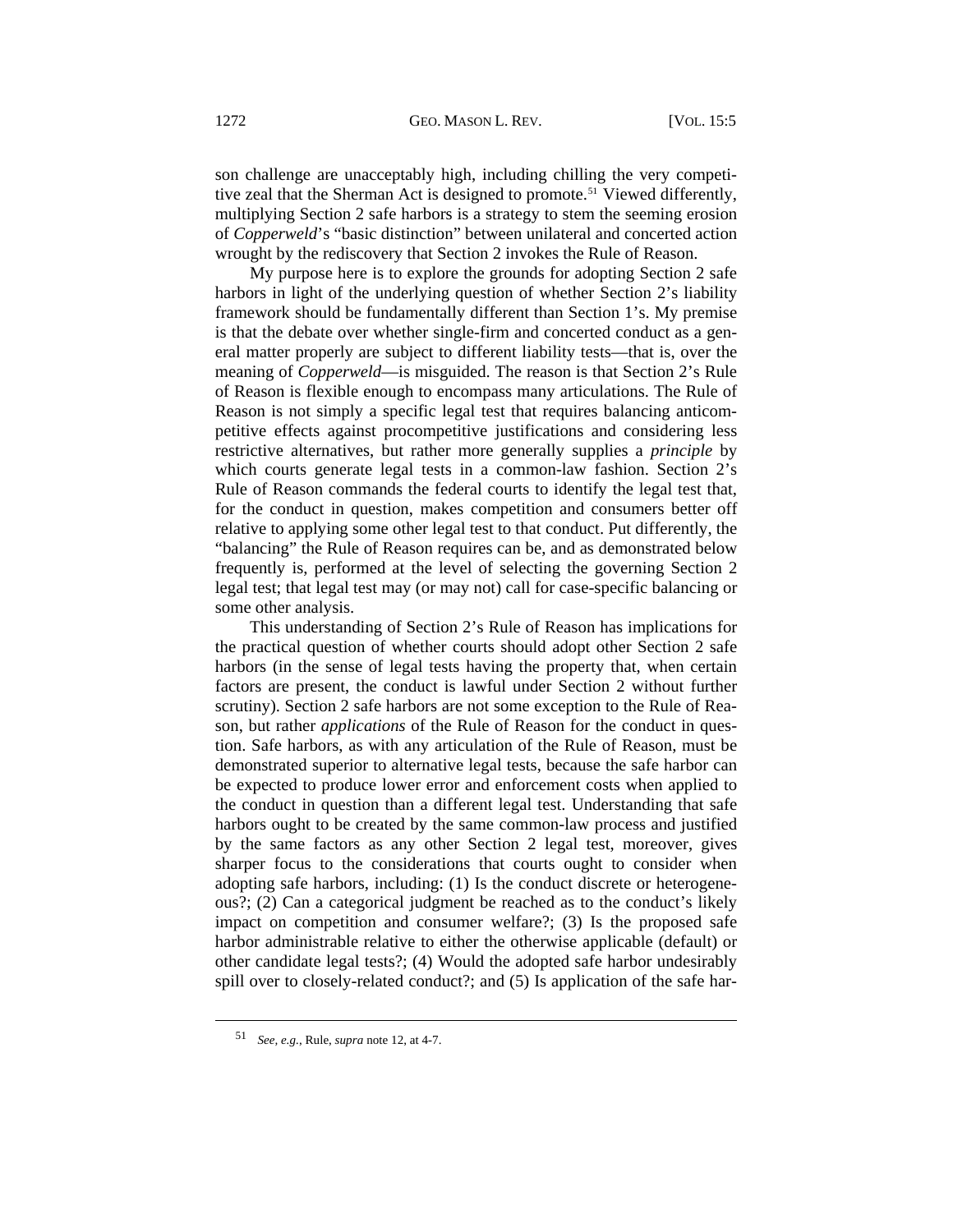son challenge are unacceptably high, including chilling the very competitive zeal that the Sherman Act is designed to promote.[51] Viewed differently, multiplying Section 2 safe harbors is a strategy to stem the seeming erosion of *Copperweld*'s "basic distinction" between unilateral and concerted action wrought by the rediscovery that Section 2 invokes the Rule of Reason.

My purpose here is to explore the grounds for adopting Section 2 safe harbors in light of the underlying question of whether Section 2's liability framework should be fundamentally different than Section 1's. My premise is that the debate over whether single-firm and concerted conduct as a general matter properly are subject to different liability tests—that is, over the meaning of *Copperweld*—is misguided. The reason is that Section 2's Rule of Reason is flexible enough to encompass many articulations. The Rule of Reason is not simply a specific legal test that requires balancing anticompetitive effects against procompetitive justifications and considering less restrictive alternatives, but rather more generally supplies a *principle* by which courts generate legal tests in a common-law fashion. Section 2's Rule of Reason commands the federal courts to identify the legal test that, for the conduct in question, makes competition and consumers better off relative to applying some other legal test to that conduct. Put differently, the "balancing" the Rule of Reason requires can be, and as demonstrated below frequently is, performed at the level of selecting the governing Section 2 legal test; that legal test may (or may not) call for case-specific balancing or some other analysis.

This understanding of Section 2's Rule of Reason has implications for the practical question of whether courts should adopt other Section 2 safe harbors (in the sense of legal tests having the property that, when certain factors are present, the conduct is lawful under Section 2 without further scrutiny). Section 2 safe harbors are not some exception to the Rule of Reason, but rather *applications* of the Rule of Reason for the conduct in question. Safe harbors, as with any articulation of the Rule of Reason, must be demonstrated superior to alternative legal tests, because the safe harbor can be expected to produce lower error and enforcement costs when applied to the conduct in question than a different legal test. Understanding that safe harbors ought to be created by the same common-law process and justified by the same factors as any other Section 2 legal test, moreover, gives sharper focus to the considerations that courts ought to consider when adopting safe harbors, including: (1) Is the conduct discrete or heterogeneous?; (2) Can a categorical judgment be reached as to the conduct's likely impact on competition and consumer welfare?; (3) Is the proposed safe harbor administrable relative to either the otherwise applicable (default) or other candidate legal tests?; (4) Would the adopted safe harbor undesirably spill over to closely-related conduct?; and (5) Is application of the safe har-

[51] *See, e.g.*, Rule, *supra* note 12, at 4-7.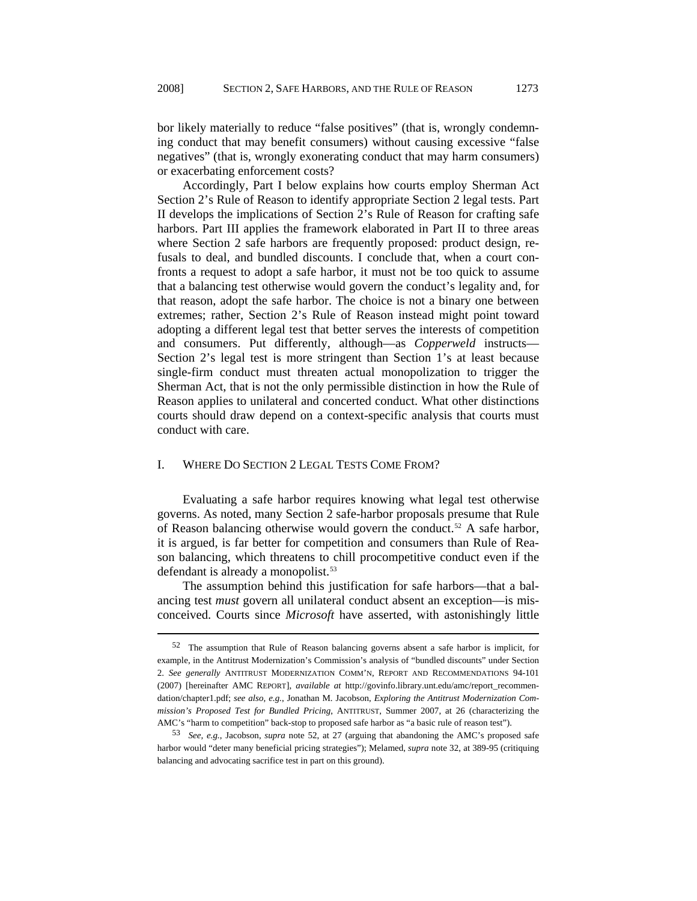bor likely materially to reduce "false positives" (that is, wrongly condemning conduct that may benefit consumers) without causing excessive "false negatives" (that is, wrongly exonerating conduct that may harm consumers) or exacerbating enforcement costs?

Accordingly, Part I below explains how courts employ Sherman Act Section 2's Rule of Reason to identify appropriate Section 2 legal tests. Part II develops the implications of Section 2's Rule of Reason for crafting safe harbors. Part III applies the framework elaborated in Part II to three areas where Section 2 safe harbors are frequently proposed: product design, refusals to deal, and bundled discounts. I conclude that, when a court confronts a request to adopt a safe harbor, it must not be too quick to assume that a balancing test otherwise would govern the conduct's legality and, for that reason, adopt the safe harbor. The choice is not a binary one between extremes; rather, Section 2's Rule of Reason instead might point toward adopting a different legal test that better serves the interests of competition and consumers. Put differently, although—as *Copperweld* instructs—Section 2's legal test is more stringent than Section 1's at least because single-firm conduct must threaten actual monopolization to trigger the Sherman Act, that is not the only permissible distinction in how the Rule of Reason applies to unilateral and concerted conduct. What other distinctions courts should draw depend on a context-specific analysis that courts must conduct with care.

## I. WHERE DO SECTION 2 LEGAL TESTS COME FROM?

Evaluating a safe harbor requires knowing what legal test otherwise governs. As noted, many Section 2 safe-harbor proposals presume that Rule of Reason balancing otherwise would govern the conduct.[52] A safe harbor, it is argued, is far better for competition and consumers than Rule of Reason balancing, which threatens to chill procompetitive conduct even if the defendant is already a monopolist.[53]

The assumption behind this justification for safe harbors—that a balancing test *must* govern all unilateral conduct absent an exception—is misconceived. Courts since *Microsoft* have asserted, with astonishingly little

---

[52] The assumption that Rule of Reason balancing governs absent a safe harbor is implicit, for example, in the Antitrust Modernization's Commission's analysis of "bundled discounts" under Section 2. *See generally* ANTITRUST MODERNIZATION COMM'N, REPORT AND RECOMMENDATIONS 94-101 (2007) [hereinafter AMC REPORT], *available at* http://govinfo.library.unt.edu/amc/report_recommendation/chapter1.pdf; *see also, e.g.*, Jonathan M. Jacobson, *Exploring the Antitrust Modernization Commission's Proposed Test for Bundled Pricing*, ANTITRUST, Summer 2007, at 26 (characterizing the AMC's "harm to competition" back-stop to proposed safe harbor as "a basic rule of reason test").

[53] *See, e.g.*, Jacobson, *supra* note 52, at 27 (arguing that abandoning the AMC's proposed safe harbor would "deter many beneficial pricing strategies"); Melamed, *supra* note 32, at 389-95 (critiquing balancing and advocating sacrifice test in part on this ground).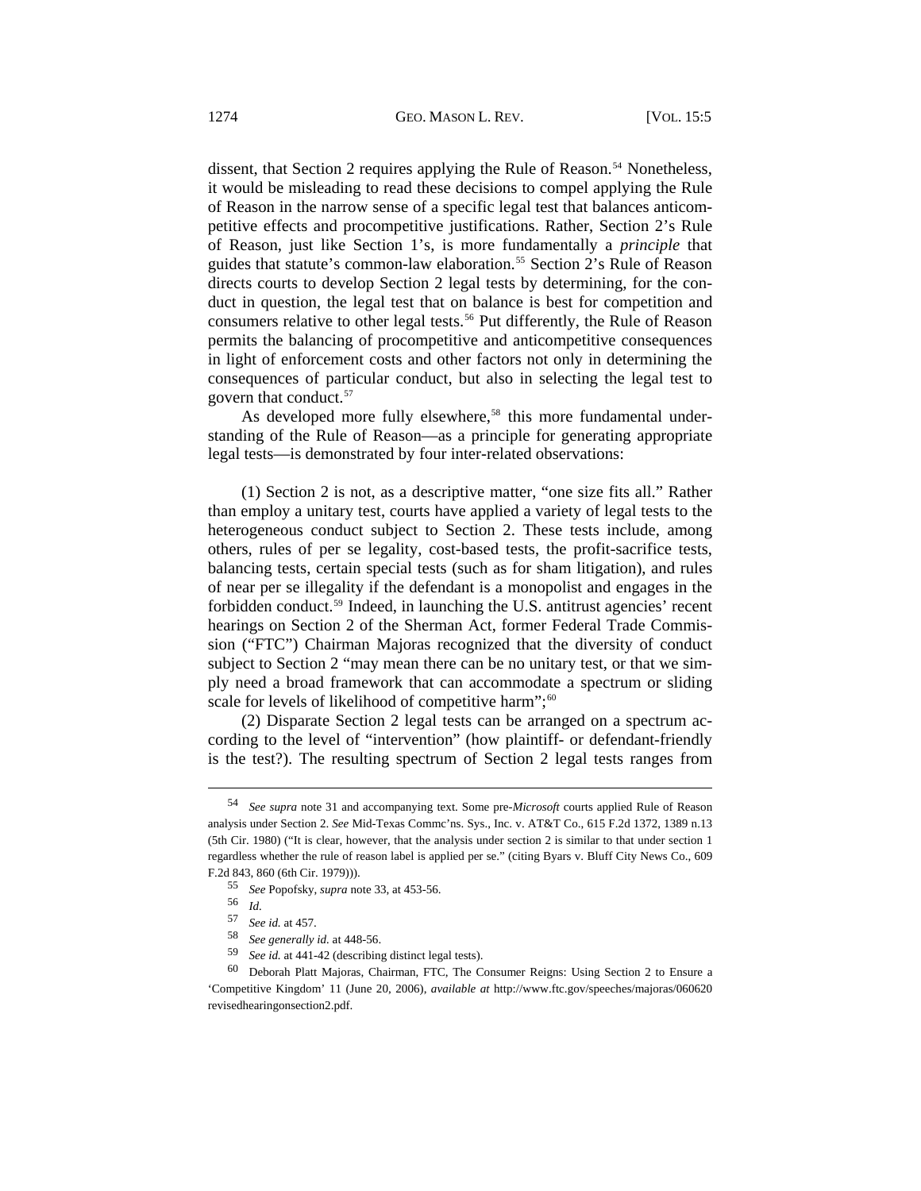dissent, that Section 2 requires applying the Rule of Reason.[54] Nonetheless, it would be misleading to read these decisions to compel applying the Rule of Reason in the narrow sense of a specific legal test that balances anticompetitive effects and procompetitive justifications. Rather, Section 2's Rule of Reason, just like Section 1's, is more fundamentally a *principle* that guides that statute's common-law elaboration.[55] Section 2's Rule of Reason directs courts to develop Section 2 legal tests by determining, for the conduct in question, the legal test that on balance is best for competition and consumers relative to other legal tests.[56] Put differently, the Rule of Reason permits the balancing of procompetitive and anticompetitive consequences in light of enforcement costs and other factors not only in determining the consequences of particular conduct, but also in selecting the legal test to govern that conduct.[57]

As developed more fully elsewhere,[58] this more fundamental understanding of the Rule of Reason—as a principle for generating appropriate legal tests—is demonstrated by four inter-related observations:

(1) Section 2 is not, as a descriptive matter, "one size fits all." Rather than employ a unitary test, courts have applied a variety of legal tests to the heterogeneous conduct subject to Section 2. These tests include, among others, rules of per se legality, cost-based tests, the profit-sacrifice tests, balancing tests, certain special tests (such as for sham litigation), and rules of near per se illegality if the defendant is a monopolist and engages in the forbidden conduct.[59] Indeed, in launching the U.S. antitrust agencies' recent hearings on Section 2 of the Sherman Act, former Federal Trade Commission ("FTC") Chairman Majoras recognized that the diversity of conduct subject to Section 2 "may mean there can be no unitary test, or that we simply need a broad framework that can accommodate a spectrum or sliding scale for levels of likelihood of competitive harm";[60]

(2) Disparate Section 2 legal tests can be arranged on a spectrum according to the level of "intervention" (how plaintiff- or defendant-friendly is the test?). The resulting spectrum of Section 2 legal tests ranges from

---

54 *See supra* note 31 and accompanying text. Some pre-*Microsoft* courts applied Rule of Reason analysis under Section 2. *See* Mid-Texas Commc'ns. Sys., Inc. v. AT&T Co., 615 F.2d 1372, 1389 n.13 (5th Cir. 1980) ("It is clear, however, that the analysis under section 2 is similar to that under section 1 regardless whether the rule of reason label is applied per se." (citing Byars v. Bluff City News Co., 609 F.2d 843, 860 (6th Cir. 1979))).

55 *See* Popofsky, *supra* note 33, at 453-56.

56 *Id.*

57 *See id.* at 457.

58 *See generally id.* at 448-56.

59 *See id.* at 441-42 (describing distinct legal tests).

60 Deborah Platt Majoras, Chairman, FTC, The Consumer Reigns: Using Section 2 to Ensure a 'Competitive Kingdom' 11 (June 20, 2006), *available at* http://www.ftc.gov/speeches/majoras/060620revisedhearingonsection2.pdf.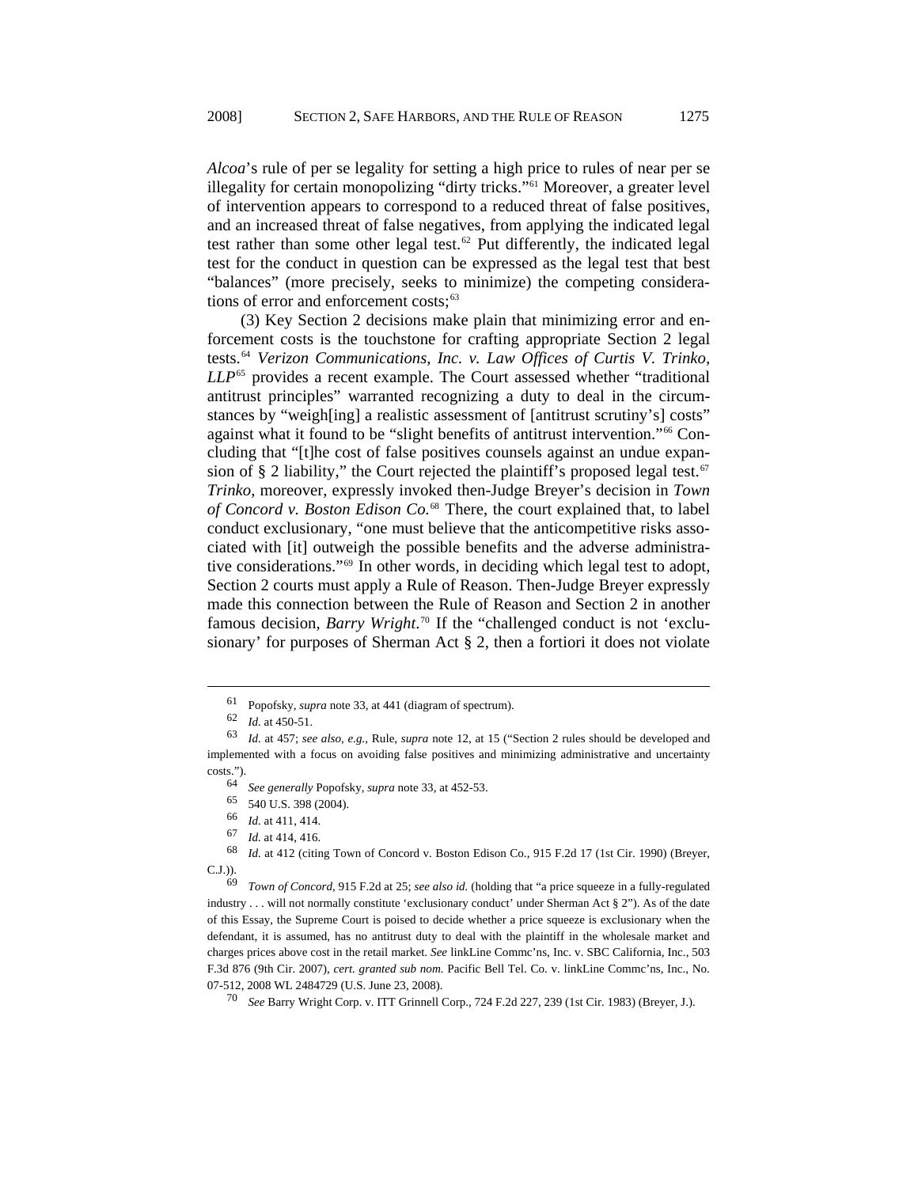*Alcoa*'s rule of per se legality for setting a high price to rules of near per se illegality for certain monopolizing "dirty tricks."[61] Moreover, a greater level of intervention appears to correspond to a reduced threat of false positives, and an increased threat of false negatives, from applying the indicated legal test rather than some other legal test.[62] Put differently, the indicated legal test for the conduct in question can be expressed as the legal test that best "balances" (more precisely, seeks to minimize) the competing considerations of error and enforcement costs;[63]

(3) Key Section 2 decisions make plain that minimizing error and enforcement costs is the touchstone for crafting appropriate Section 2 legal tests.[64] *Verizon Communications, Inc. v. Law Offices of Curtis V. Trinko, LLP*[65] provides a recent example. The Court assessed whether "traditional antitrust principles" warranted recognizing a duty to deal in the circumstances by "weigh[ing] a realistic assessment of [antitrust scrutiny's] costs" against what it found to be "slight benefits of antitrust intervention."[66] Concluding that "[t]he cost of false positives counsels against an undue expansion of § 2 liability," the Court rejected the plaintiff's proposed legal test.[67] *Trinko*, moreover, expressly invoked then-Judge Breyer's decision in *Town of Concord v. Boston Edison Co.*[68] There, the court explained that, to label conduct exclusionary, "one must believe that the anticompetitive risks associated with [it] outweigh the possible benefits and the adverse administrative considerations."[69] In other words, in deciding which legal test to adopt, Section 2 courts must apply a Rule of Reason. Then-Judge Breyer expressly made this connection between the Rule of Reason and Section 2 in another famous decision, *Barry Wright*.[70] If the "challenged conduct is not 'exclusionary' for purposes of Sherman Act § 2, then a fortiori it does not violate

---

61 Popofsky, *supra* note 33, at 441 (diagram of spectrum).

62 *Id.* at 450-51.

63 *Id.* at 457; *see also, e.g.*, Rule, *supra* note 12, at 15 ("Section 2 rules should be developed and implemented with a focus on avoiding false positives and minimizing administrative and uncertainty costs.").

64 *See generally* Popofsky, *supra* note 33, at 452-53.

65 540 U.S. 398 (2004).

66 *Id.* at 411, 414.

67 *Id.* at 414, 416.

68 *Id.* at 412 (citing Town of Concord v. Boston Edison Co., 915 F.2d 17 (1st Cir. 1990) (Breyer, C.J.)).

69 *Town of Concord*, 915 F.2d at 25; *see also id.* (holding that "a price squeeze in a fully-regulated industry . . . will not normally constitute 'exclusionary conduct' under Sherman Act § 2"). As of the date of this Essay, the Supreme Court is poised to decide whether a price squeeze is exclusionary when the defendant, it is assumed, has no antitrust duty to deal with the plaintiff in the wholesale market and charges prices above cost in the retail market. *See* linkLine Commc'ns, Inc. v. SBC California, Inc., 503 F.3d 876 (9th Cir. 2007), *cert. granted sub nom.* Pacific Bell Tel. Co. v. linkLine Commc'ns, Inc., No. 07-512, 2008 WL 2484729 (U.S. June 23, 2008).

70 *See* Barry Wright Corp. v. ITT Grinnell Corp., 724 F.2d 227, 239 (1st Cir. 1983) (Breyer, J.).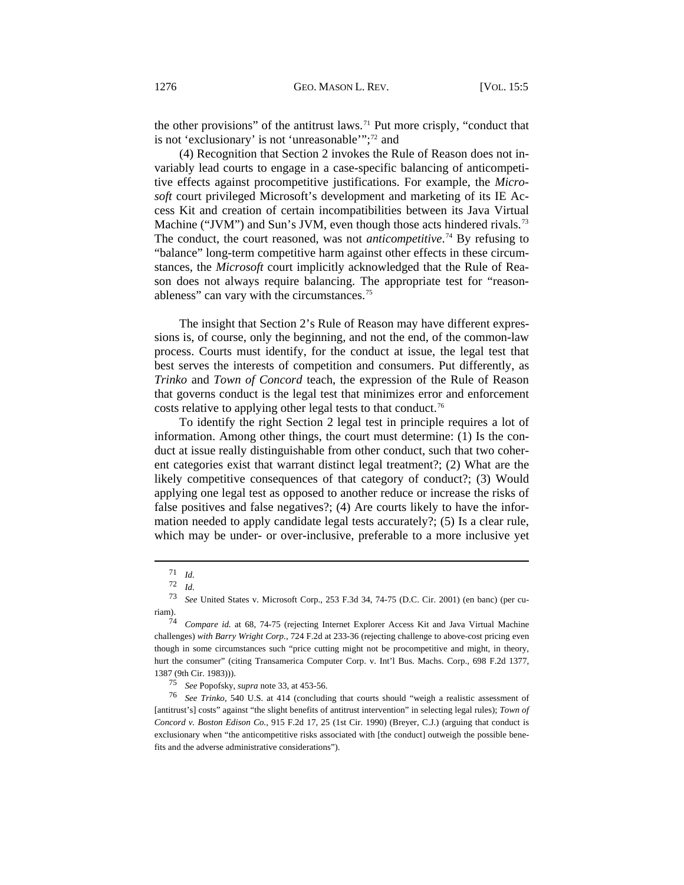the other provisions" of the antitrust laws.[71] Put more crisply, "conduct that is not 'exclusionary' is not 'unreasonable'";[72] and

(4) Recognition that Section 2 invokes the Rule of Reason does not invariably lead courts to engage in a case-specific balancing of anticompetitive effects against procompetitive justifications. For example, the *Microsoft* court privileged Microsoft's development and marketing of its IE Access Kit and creation of certain incompatibilities between its Java Virtual Machine ("JVM") and Sun's JVM, even though those acts hindered rivals.[73] The conduct, the court reasoned, was not *anticompetitive*.[74] By refusing to "balance" long-term competitive harm against other effects in these circumstances, the *Microsoft* court implicitly acknowledged that the Rule of Reason does not always require balancing. The appropriate test for "reasonableness" can vary with the circumstances.[75]

The insight that Section 2's Rule of Reason may have different expressions is, of course, only the beginning, and not the end, of the common-law process. Courts must identify, for the conduct at issue, the legal test that best serves the interests of competition and consumers. Put differently, as *Trinko* and *Town of Concord* teach, the expression of the Rule of Reason that governs conduct is the legal test that minimizes error and enforcement costs relative to applying other legal tests to that conduct.[76]

To identify the right Section 2 legal test in principle requires a lot of information. Among other things, the court must determine: (1) Is the conduct at issue really distinguishable from other conduct, such that two coherent categories exist that warrant distinct legal treatment?; (2) What are the likely competitive consequences of that category of conduct?; (3) Would applying one legal test as opposed to another reduce or increase the risks of false positives and false negatives?; (4) Are courts likely to have the information needed to apply candidate legal tests accurately?; (5) Is a clear rule, which may be under- or over-inclusive, preferable to a more inclusive yet

---

[71] *Id.*

[72] *Id.*

[73] *See* United States v. Microsoft Corp., 253 F.3d 34, 74-75 (D.C. Cir. 2001) (en banc) (per curiam).

[74] *Compare id.* at 68, 74-75 (rejecting Internet Explorer Access Kit and Java Virtual Machine challenges) *with Barry Wright Corp.*, 724 F.2d at 233-36 (rejecting challenge to above-cost pricing even though in some circumstances such "price cutting might not be procompetitive and might, in theory, hurt the consumer" (citing Transamerica Computer Corp. v. Int'l Bus. Machs. Corp., 698 F.2d 1377, 1387 (9th Cir. 1983))).

[75] *See* Popofsky, *supra* note 33, at 453-56.

[76] *See Trinko*, 540 U.S. at 414 (concluding that courts should "weigh a realistic assessment of [antitrust's] costs" against "the slight benefits of antitrust intervention" in selecting legal rules); *Town of Concord v. Boston Edison Co.*, 915 F.2d 17, 25 (1st Cir. 1990) (Breyer, C.J.) (arguing that conduct is exclusionary when "the anticompetitive risks associated with [the conduct] outweigh the possible benefits and the adverse administrative considerations").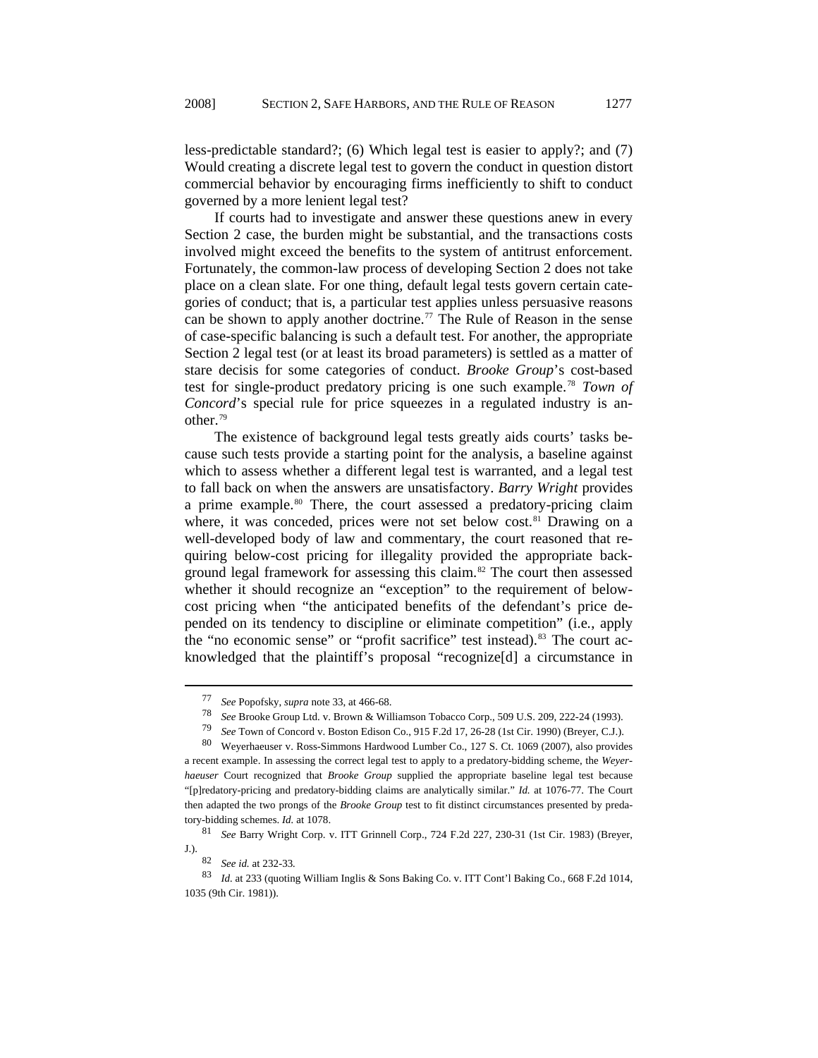less-predictable standard?; (6) Which legal test is easier to apply?; and (7) Would creating a discrete legal test to govern the conduct in question distort commercial behavior by encouraging firms inefficiently to shift to conduct governed by a more lenient legal test?

If courts had to investigate and answer these questions anew in every Section 2 case, the burden might be substantial, and the transactions costs involved might exceed the benefits to the system of antitrust enforcement. Fortunately, the common-law process of developing Section 2 does not take place on a clean slate. For one thing, default legal tests govern certain categories of conduct; that is, a particular test applies unless persuasive reasons can be shown to apply another doctrine.[77] The Rule of Reason in the sense of case-specific balancing is such a default test. For another, the appropriate Section 2 legal test (or at least its broad parameters) is settled as a matter of stare decisis for some categories of conduct. *Brooke Group*'s cost-based test for single-product predatory pricing is one such example.[78] *Town of Concord*'s special rule for price squeezes in a regulated industry is another.[79]

The existence of background legal tests greatly aids courts' tasks because such tests provide a starting point for the analysis, a baseline against which to assess whether a different legal test is warranted, and a legal test to fall back on when the answers are unsatisfactory. *Barry Wright* provides a prime example.[80] There, the court assessed a predatory-pricing claim where, it was conceded, prices were not set below cost.[81] Drawing on a well-developed body of law and commentary, the court reasoned that requiring below-cost pricing for illegality provided the appropriate background legal framework for assessing this claim.[82] The court then assessed whether it should recognize an "exception" to the requirement of below-cost pricing when "the anticipated benefits of the defendant's price depended on its tendency to discipline or eliminate competition" (i.e., apply the "no economic sense" or "profit sacrifice" test instead).[83] The court acknowledged that the plaintiff's proposal "recognize[d] a circumstance in

---

[77] *See* Popofsky, *supra* note 33, at 466-68.

[78] *See* Brooke Group Ltd. v. Brown & Williamson Tobacco Corp., 509 U.S. 209, 222-24 (1993).

[79] *See* Town of Concord v. Boston Edison Co., 915 F.2d 17, 26-28 (1st Cir. 1990) (Breyer, C.J.).

[80] Weyerhaeuser v. Ross-Simmons Hardwood Lumber Co., 127 S. Ct. 1069 (2007), also provides a recent example. In assessing the correct legal test to apply to a predatory-bidding scheme, the *Weyerhaeuser* Court recognized that *Brooke Group* supplied the appropriate baseline legal test because "[p]redatory-pricing and predatory-bidding claims are analytically similar." *Id.* at 1076-77. The Court then adapted the two prongs of the *Brooke Group* test to fit distinct circumstances presented by predatory-bidding schemes. *Id.* at 1078.

[81] *See* Barry Wright Corp. v. ITT Grinnell Corp., 724 F.2d 227, 230-31 (1st Cir. 1983) (Breyer, J.).

[82] *See id.* at 232-33.

[83] *Id.* at 233 (quoting William Inglis & Sons Baking Co. v. ITT Cont'l Baking Co., 668 F.2d 1014, 1035 (9th Cir. 1981)).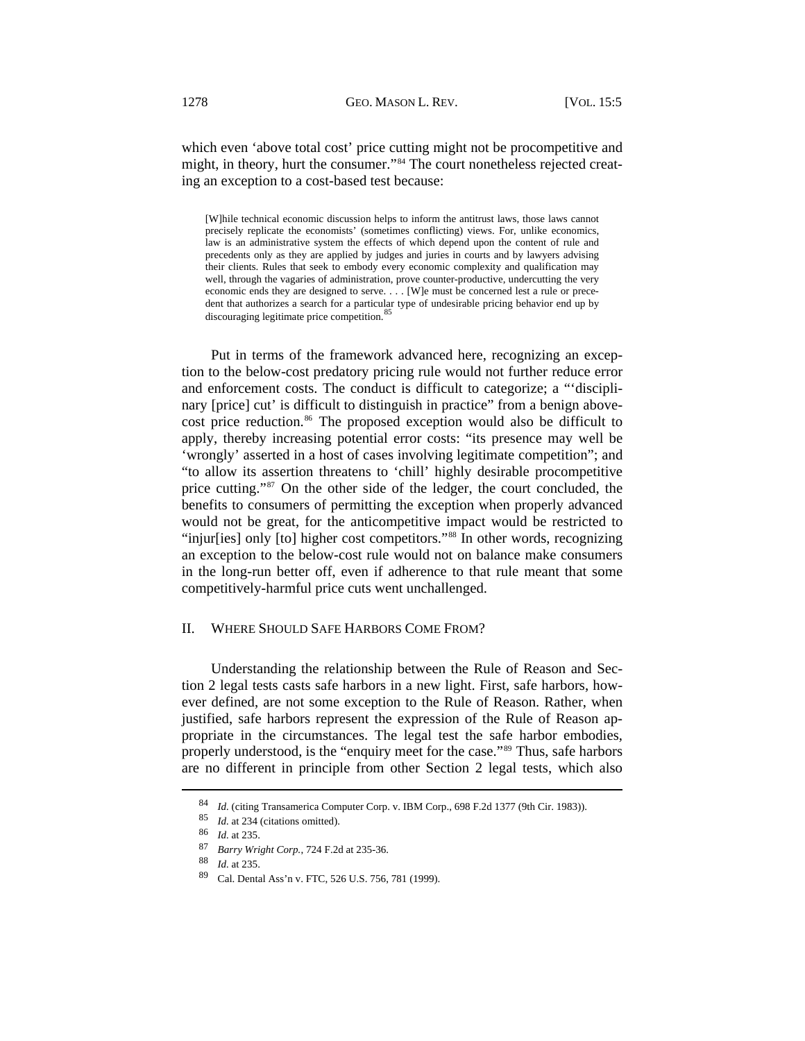which even 'above total cost' price cutting might not be procompetitive and might, in theory, hurt the consumer."[84] The court nonetheless rejected creating an exception to a cost-based test because:

> [W]hile technical economic discussion helps to inform the antitrust laws, those laws cannot precisely replicate the economists' (sometimes conflicting) views. For, unlike economics, law is an administrative system the effects of which depend upon the content of rule and precedents only as they are applied by judges and juries in courts and by lawyers advising their clients. Rules that seek to embody every economic complexity and qualification may well, through the vagaries of administration, prove counter-productive, undercutting the very economic ends they are designed to serve. . . . [W]e must be concerned lest a rule or precedent that authorizes a search for a particular type of undesirable pricing behavior end up by discouraging legitimate price competition.[85]

Put in terms of the framework advanced here, recognizing an exception to the below-cost predatory pricing rule would not further reduce error and enforcement costs. The conduct is difficult to categorize; a "'disciplinary [price] cut' is difficult to distinguish in practice" from a benign above-cost price reduction.[86] The proposed exception would also be difficult to apply, thereby increasing potential error costs: "its presence may well be 'wrongly' asserted in a host of cases involving legitimate competition"; and "to allow its assertion threatens to 'chill' highly desirable procompetitive price cutting."[87] On the other side of the ledger, the court concluded, the benefits to consumers of permitting the exception when properly advanced would not be great, for the anticompetitive impact would be restricted to "injur[ies] only [to] higher cost competitors."[88] In other words, recognizing an exception to the below-cost rule would not on balance make consumers in the long-run better off, even if adherence to that rule meant that some competitively-harmful price cuts went unchallenged.

## II. WHERE SHOULD SAFE HARBORS COME FROM?

Understanding the relationship between the Rule of Reason and Section 2 legal tests casts safe harbors in a new light. First, safe harbors, however defined, are not some exception to the Rule of Reason. Rather, when justified, safe harbors represent the expression of the Rule of Reason appropriate in the circumstances. The legal test the safe harbor embodies, properly understood, is the "enquiry meet for the case."[89] Thus, safe harbors are no different in principle from other Section 2 legal tests, which also

---

[84] *Id.* (citing Transamerica Computer Corp. v. IBM Corp., 698 F.2d 1377 (9th Cir. 1983)).

[85] *Id.* at 234 (citations omitted).

[86] *Id.* at 235.

[87] *Barry Wright Corp.*, 724 F.2d at 235-36.

[88] *Id.* at 235.

[89] Cal. Dental Ass'n v. FTC, 526 U.S. 756, 781 (1999).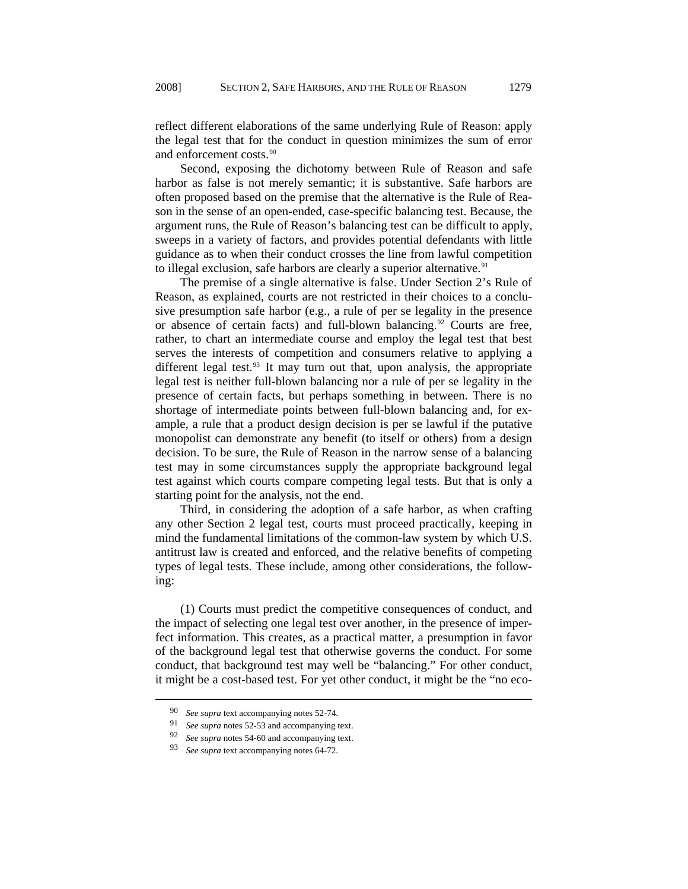reflect different elaborations of the same underlying Rule of Reason: apply the legal test that for the conduct in question minimizes the sum of error and enforcement costs.[90]

Second, exposing the dichotomy between Rule of Reason and safe harbor as false is not merely semantic; it is substantive. Safe harbors are often proposed based on the premise that the alternative is the Rule of Reason in the sense of an open-ended, case-specific balancing test. Because, the argument runs, the Rule of Reason's balancing test can be difficult to apply, sweeps in a variety of factors, and provides potential defendants with little guidance as to when their conduct crosses the line from lawful competition to illegal exclusion, safe harbors are clearly a superior alternative.[91]

The premise of a single alternative is false. Under Section 2's Rule of Reason, as explained, courts are not restricted in their choices to a conclusive presumption safe harbor (e.g., a rule of per se legality in the presence or absence of certain facts) and full-blown balancing.[92] Courts are free, rather, to chart an intermediate course and employ the legal test that best serves the interests of competition and consumers relative to applying a different legal test.[93] It may turn out that, upon analysis, the appropriate legal test is neither full-blown balancing nor a rule of per se legality in the presence of certain facts, but perhaps something in between. There is no shortage of intermediate points between full-blown balancing and, for example, a rule that a product design decision is per se lawful if the putative monopolist can demonstrate any benefit (to itself or others) from a design decision. To be sure, the Rule of Reason in the narrow sense of a balancing test may in some circumstances supply the appropriate background legal test against which courts compare competing legal tests. But that is only a starting point for the analysis, not the end.

Third, in considering the adoption of a safe harbor, as when crafting any other Section 2 legal test, courts must proceed practically, keeping in mind the fundamental limitations of the common-law system by which U.S. antitrust law is created and enforced, and the relative benefits of competing types of legal tests. These include, among other considerations, the following:

(1) Courts must predict the competitive consequences of conduct, and the impact of selecting one legal test over another, in the presence of imperfect information. This creates, as a practical matter, a presumption in favor of the background legal test that otherwise governs the conduct. For some conduct, that background test may well be "balancing." For other conduct, it might be a cost-based test. For yet other conduct, it might be the "no eco-

---

90 *See supra* text accompanying notes 52-74.

91 *See supra* notes 52-53 and accompanying text.

92 *See supra* notes 54-60 and accompanying text.

93 *See supra* text accompanying notes 64-72.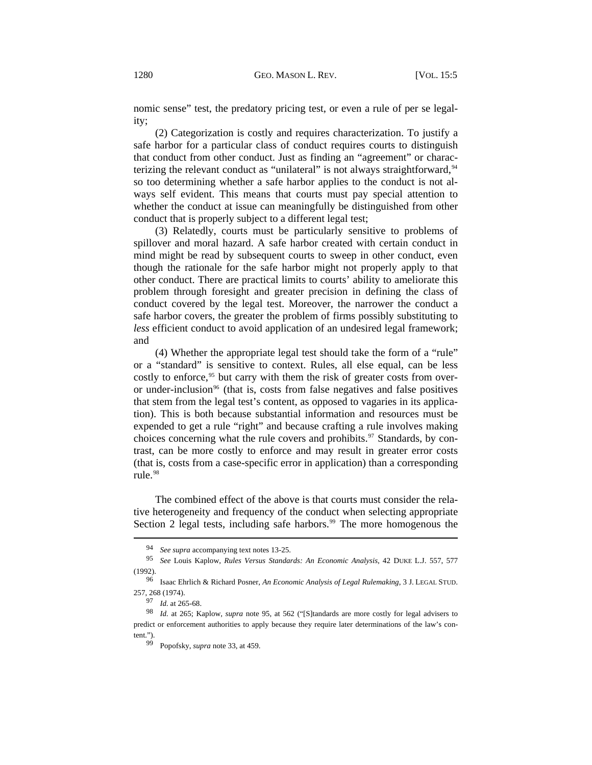nomic sense" test, the predatory pricing test, or even a rule of per se legality;

(2) Categorization is costly and requires characterization. To justify a safe harbor for a particular class of conduct requires courts to distinguish that conduct from other conduct. Just as finding an "agreement" or characterizing the relevant conduct as "unilateral" is not always straightforward,[94] so too determining whether a safe harbor applies to the conduct is not always self evident. This means that courts must pay special attention to whether the conduct at issue can meaningfully be distinguished from other conduct that is properly subject to a different legal test;

(3) Relatedly, courts must be particularly sensitive to problems of spillover and moral hazard. A safe harbor created with certain conduct in mind might be read by subsequent courts to sweep in other conduct, even though the rationale for the safe harbor might not properly apply to that other conduct. There are practical limits to courts' ability to ameliorate this problem through foresight and greater precision in defining the class of conduct covered by the legal test. Moreover, the narrower the conduct a safe harbor covers, the greater the problem of firms possibly substituting to *less* efficient conduct to avoid application of an undesired legal framework; and

(4) Whether the appropriate legal test should take the form of a "rule" or a "standard" is sensitive to context. Rules, all else equal, can be less costly to enforce,[95] but carry with them the risk of greater costs from over- or under-inclusion[96] (that is, costs from false negatives and false positives that stem from the legal test's content, as opposed to vagaries in its application). This is both because substantial information and resources must be expended to get a rule "right" and because crafting a rule involves making choices concerning what the rule covers and prohibits.[97] Standards, by contrast, can be more costly to enforce and may result in greater error costs (that is, costs from a case-specific error in application) than a corresponding rule.[98]

The combined effect of the above is that courts must consider the relative heterogeneity and frequency of the conduct when selecting appropriate Section 2 legal tests, including safe harbors.[99] The more homogenous the

---

[94] *See supra* accompanying text notes 13-25.

[95] *See* Louis Kaplow, *Rules Versus Standards: An Economic Analysis*, 42 DUKE L.J. 557, 577 (1992).

[96] Isaac Ehrlich & Richard Posner, *An Economic Analysis of Legal Rulemaking*, 3 J. LEGAL STUD. 257, 268 (1974).

[97] *Id.* at 265-68.

[98] *Id.* at 265; Kaplow, *supra* note 95, at 562 ("[S]tandards are more costly for legal advisers to predict or enforcement authorities to apply because they require later determinations of the law's content.").

[99] Popofsky, *supra* note 33, at 459.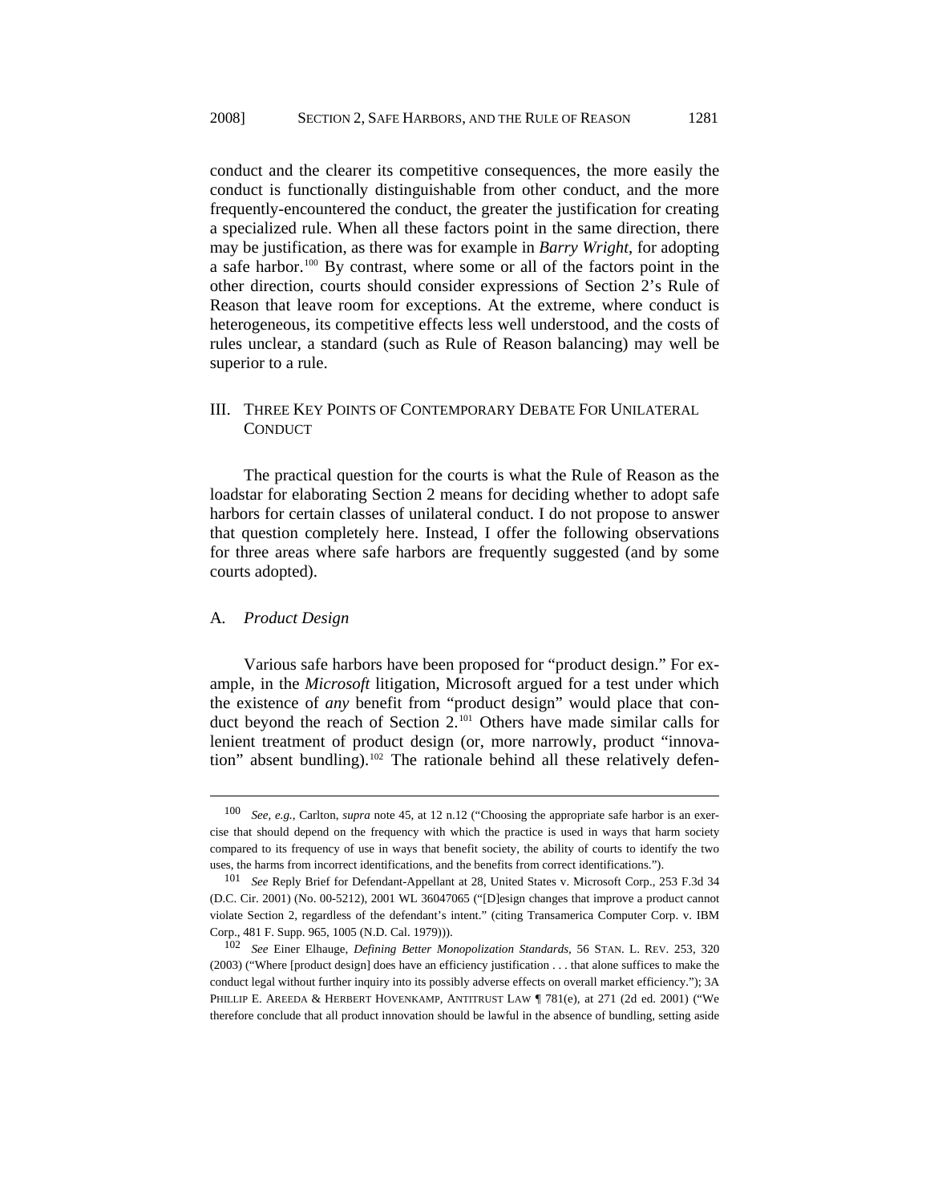conduct and the clearer its competitive consequences, the more easily the conduct is functionally distinguishable from other conduct, and the more frequently-encountered the conduct, the greater the justification for creating a specialized rule. When all these factors point in the same direction, there may be justification, as there was for example in *Barry Wright*, for adopting a safe harbor.[100] By contrast, where some or all of the factors point in the other direction, courts should consider expressions of Section 2's Rule of Reason that leave room for exceptions. At the extreme, where conduct is heterogeneous, its competitive effects less well understood, and the costs of rules unclear, a standard (such as Rule of Reason balancing) may well be superior to a rule.

## III. Three Key Points of Contemporary Debate For Unilateral Conduct

The practical question for the courts is what the Rule of Reason as the loadstar for elaborating Section 2 means for deciding whether to adopt safe harbors for certain classes of unilateral conduct. I do not propose to answer that question completely here. Instead, I offer the following observations for three areas where safe harbors are frequently suggested (and by some courts adopted).

### A. *Product Design*

Various safe harbors have been proposed for "product design." For example, in the *Microsoft* litigation, Microsoft argued for a test under which the existence of *any* benefit from "product design" would place that conduct beyond the reach of Section 2.[101] Others have made similar calls for lenient treatment of product design (or, more narrowly, product "innovation" absent bundling).[102] The rationale behind all these relatively defen-

---

[100] *See, e.g.*, Carlton, *supra* note 45, at 12 n.12 ("Choosing the appropriate safe harbor is an exercise that should depend on the frequency with which the practice is used in ways that harm society compared to its frequency of use in ways that benefit society, the ability of courts to identify the two uses, the harms from incorrect identifications, and the benefits from correct identifications.").

[101] *See* Reply Brief for Defendant-Appellant at 28, United States v. Microsoft Corp., 253 F.3d 34 (D.C. Cir. 2001) (No. 00-5212), 2001 WL 36047065 ("[D]esign changes that improve a product cannot violate Section 2, regardless of the defendant's intent." (citing Transamerica Computer Corp. v. IBM Corp., 481 F. Supp. 965, 1005 (N.D. Cal. 1979))).

[102] *See* Einer Elhauge, *Defining Better Monopolization Standards*, 56 Stan. L. Rev. 253, 320 (2003) ("Where [product design] does have an efficiency justification . . . that alone suffices to make the conduct legal without further inquiry into its possibly adverse effects on overall market efficiency."); 3A Phillip E. Areeda & Herbert Hovenkamp, Antitrust Law ¶ 781(e), at 271 (2d ed. 2001) ("We therefore conclude that all product innovation should be lawful in the absence of bundling, setting aside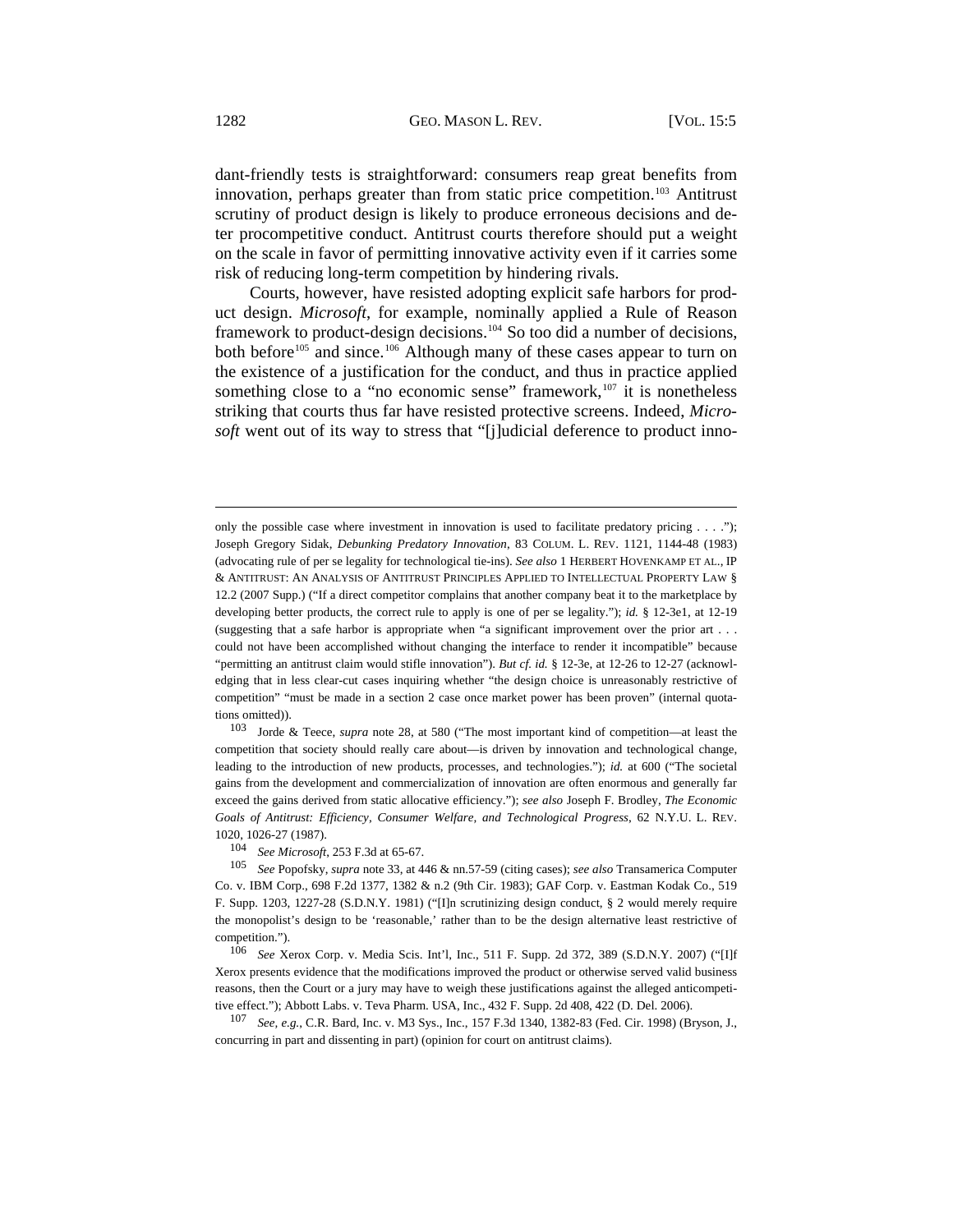dant-friendly tests is straightforward: consumers reap great benefits from innovation, perhaps greater than from static price competition.[103] Antitrust scrutiny of product design is likely to produce erroneous decisions and deter procompetitive conduct. Antitrust courts therefore should put a weight on the scale in favor of permitting innovative activity even if it carries some risk of reducing long-term competition by hindering rivals.

Courts, however, have resisted adopting explicit safe harbors for product design. *Microsoft*, for example, nominally applied a Rule of Reason framework to product-design decisions.[104] So too did a number of decisions, both before[105] and since.[106] Although many of these cases appear to turn on the existence of a justification for the conduct, and thus in practice applied something close to a "no economic sense" framework,[107] it is nonetheless striking that courts thus far have resisted protective screens. Indeed, *Microsoft* went out of its way to stress that "[j]udicial deference to product inno-

---

only the possible case where investment in innovation is used to facilitate predatory pricing . . . ."); Joseph Gregory Sidak, *Debunking Predatory Innovation*, 83 COLUM. L. REV. 1121, 1144-48 (1983) (advocating rule of per se legality for technological tie-ins). *See also* 1 HERBERT HOVENKAMP ET AL., IP & ANTITRUST: AN ANALYSIS OF ANTITRUST PRINCIPLES APPLIED TO INTELLECTUAL PROPERTY LAW § 12.2 (2007 Supp.) ("If a direct competitor complains that another company beat it to the marketplace by developing better products, the correct rule to apply is one of per se legality."); *id.* § 12-3e1, at 12-19 (suggesting that a safe harbor is appropriate when "a significant improvement over the prior art . . . could not have been accomplished without changing the interface to render it incompatible" because "permitting an antitrust claim would stifle innovation"). *But cf. id.* § 12-3e, at 12-26 to 12-27 (acknowledging that in less clear-cut cases inquiring whether "the design choice is unreasonably restrictive of competition" "must be made in a section 2 case once market power has been proven" (internal quotations omitted)).

[103] Jorde & Teece, *supra* note 28, at 580 ("The most important kind of competition—at least the competition that society should really care about—is driven by innovation and technological change, leading to the introduction of new products, processes, and technologies."); *id.* at 600 ("The societal gains from the development and commercialization of innovation are often enormous and generally far exceed the gains derived from static allocative efficiency."); *see also* Joseph F. Brodley, *The Economic Goals of Antitrust: Efficiency, Consumer Welfare, and Technological Progress*, 62 N.Y.U. L. REV. 1020, 1026-27 (1987).

[104] *See Microsoft*, 253 F.3d at 65-67.

[105] *See* Popofsky, *supra* note 33, at 446 & nn.57-59 (citing cases); *see also* Transamerica Computer Co. v. IBM Corp., 698 F.2d 1377, 1382 & n.2 (9th Cir. 1983); GAF Corp. v. Eastman Kodak Co., 519 F. Supp. 1203, 1227-28 (S.D.N.Y. 1981) ("[I]n scrutinizing design conduct, § 2 would merely require the monopolist's design to be 'reasonable,' rather than to be the design alternative least restrictive of competition.").

[106] *See* Xerox Corp. v. Media Scis. Int'l, Inc., 511 F. Supp. 2d 372, 389 (S.D.N.Y. 2007) ("[I]f Xerox presents evidence that the modifications improved the product or otherwise served valid business reasons, then the Court or a jury may have to weigh these justifications against the alleged anticompetitive effect."); Abbott Labs. v. Teva Pharm. USA, Inc., 432 F. Supp. 2d 408, 422 (D. Del. 2006).

[107] *See, e.g.*, C.R. Bard, Inc. v. M3 Sys., Inc., 157 F.3d 1340, 1382-83 (Fed. Cir. 1998) (Bryson, J., concurring in part and dissenting in part) (opinion for court on antitrust claims).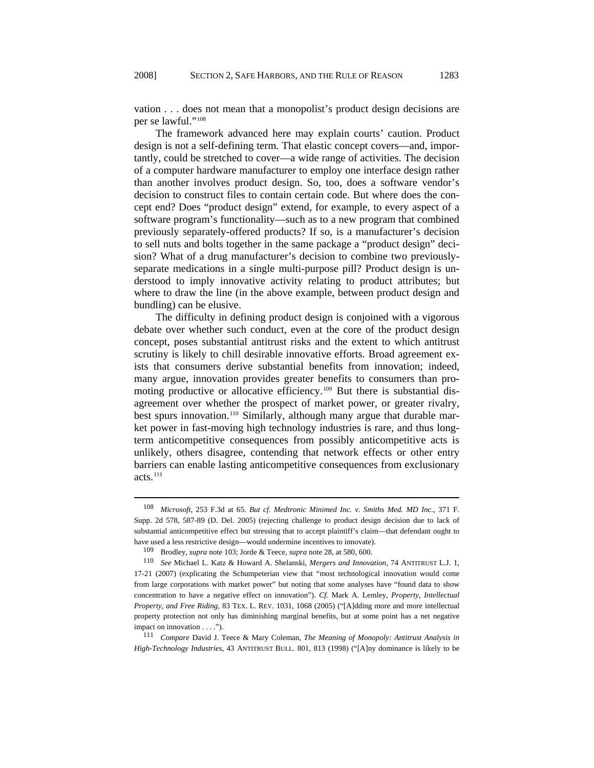vation . . . does not mean that a monopolist's product design decisions are per se lawful."[108]

The framework advanced here may explain courts' caution. Product design is not a self-defining term. That elastic concept covers—and, importantly, could be stretched to cover—a wide range of activities. The decision of a computer hardware manufacturer to employ one interface design rather than another involves product design. So, too, does a software vendor's decision to construct files to contain certain code. But where does the concept end? Does "product design" extend, for example, to every aspect of a software program's functionality—such as to a new program that combined previously separately-offered products? If so, is a manufacturer's decision to sell nuts and bolts together in the same package a "product design" decision? What of a drug manufacturer's decision to combine two previously-separate medications in a single multi-purpose pill? Product design is understood to imply innovative activity relating to product attributes; but where to draw the line (in the above example, between product design and bundling) can be elusive.

The difficulty in defining product design is conjoined with a vigorous debate over whether such conduct, even at the core of the product design concept, poses substantial antitrust risks and the extent to which antitrust scrutiny is likely to chill desirable innovative efforts. Broad agreement exists that consumers derive substantial benefits from innovation; indeed, many argue, innovation provides greater benefits to consumers than promoting productive or allocative efficiency.[109] But there is substantial disagreement over whether the prospect of market power, or greater rivalry, best spurs innovation.[110] Similarly, although many argue that durable market power in fast-moving high technology industries is rare, and thus long-term anticompetitive consequences from possibly anticompetitive acts is unlikely, others disagree, contending that network effects or other entry barriers can enable lasting anticompetitive consequences from exclusionary acts.[111]

---

108 *Microsoft*, 253 F.3d at 65. *But cf. Medtronic Minimed Inc. v. Smiths Med. MD Inc.*, 371 F. Supp. 2d 578, 587-89 (D. Del. 2005) (rejecting challenge to product design decision due to lack of substantial anticompetitive effect but stressing that to accept plaintiff's claim—that defendant ought to have used a less restrictive design—would undermine incentives to innovate).

109 Brodley, *supra* note 103; Jorde & Teece, *supra* note 28, at 580, 600.

110 *See* Michael L. Katz & Howard A. Shelanski, *Mergers and Innovation*, 74 ANTITRUST L.J. 1, 17-21 (2007) (explicating the Schumpeterian view that "most technological innovation would come from large corporations with market power" but noting that some analyses have "found data to show concentration to have a negative effect on innovation"). *Cf.* Mark A. Lemley, *Property, Intellectual Property, and Free Riding*, 83 TEX. L. REV. 1031, 1068 (2005) ("[A]dding more and more intellectual property protection not only has diminishing marginal benefits, but at some point has a net negative impact on innovation . . . .").

111 *Compare* David J. Teece & Mary Coleman, *The Meaning of Monopoly: Antitrust Analysis in High-Technology Industries*, 43 ANTITRUST BULL. 801, 813 (1998) ("[A]ny dominance is likely to be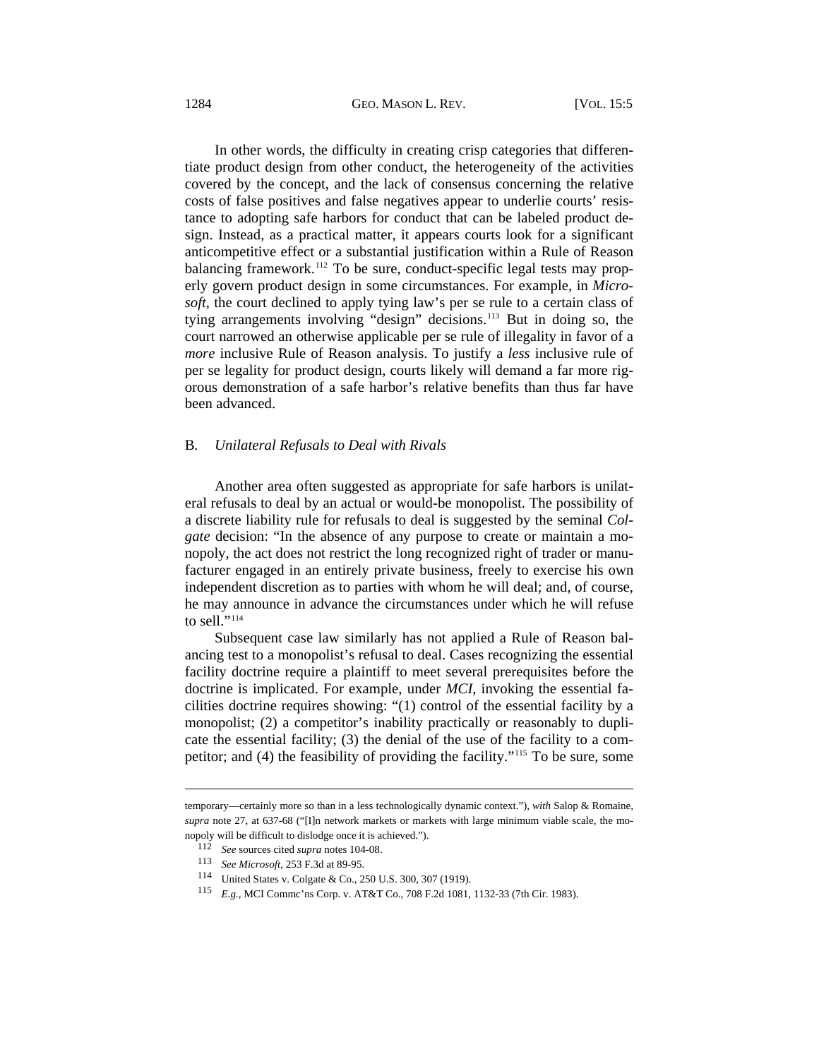In other words, the difficulty in creating crisp categories that differentiate product design from other conduct, the heterogeneity of the activities covered by the concept, and the lack of consensus concerning the relative costs of false positives and false negatives appear to underlie courts' resistance to adopting safe harbors for conduct that can be labeled product design. Instead, as a practical matter, it appears courts look for a significant anticompetitive effect or a substantial justification within a Rule of Reason balancing framework.[112] To be sure, conduct-specific legal tests may properly govern product design in some circumstances. For example, in *Microsoft*, the court declined to apply tying law's per se rule to a certain class of tying arrangements involving "design" decisions.[113] But in doing so, the court narrowed an otherwise applicable per se rule of illegality in favor of a *more* inclusive Rule of Reason analysis. To justify a *less* inclusive rule of per se legality for product design, courts likely will demand a far more rigorous demonstration of a safe harbor's relative benefits than thus far have been advanced.

### B. *Unilateral Refusals to Deal with Rivals*

Another area often suggested as appropriate for safe harbors is unilateral refusals to deal by an actual or would-be monopolist. The possibility of a discrete liability rule for refusals to deal is suggested by the seminal *Colgate* decision: "In the absence of any purpose to create or maintain a monopoly, the act does not restrict the long recognized right of trader or manufacturer engaged in an entirely private business, freely to exercise his own independent discretion as to parties with whom he will deal; and, of course, he may announce in advance the circumstances under which he will refuse to sell."[114]

Subsequent case law similarly has not applied a Rule of Reason balancing test to a monopolist's refusal to deal. Cases recognizing the essential facility doctrine require a plaintiff to meet several prerequisites before the doctrine is implicated. For example, under *MCI*, invoking the essential facilities doctrine requires showing: "(1) control of the essential facility by a monopolist; (2) a competitor's inability practically or reasonably to duplicate the essential facility; (3) the denial of the use of the facility to a competitor; and (4) the feasibility of providing the facility."[115] To be sure, some

---

temporary—certainly more so than in a less technologically dynamic context."), *with* Salop & Romaine, *supra* note 27, at 637-68 ("[I]n network markets or markets with large minimum viable scale, the monopoly will be difficult to dislodge once it is achieved.").

[112] *See* sources cited *supra* notes 104-08.

[113] *See Microsoft*, 253 F.3d at 89-95.

[114] United States v. Colgate & Co., 250 U.S. 300, 307 (1919).

[115] *E.g.*, MCI Commc'ns Corp. v. AT&T Co., 708 F.2d 1081, 1132-33 (7th Cir. 1983).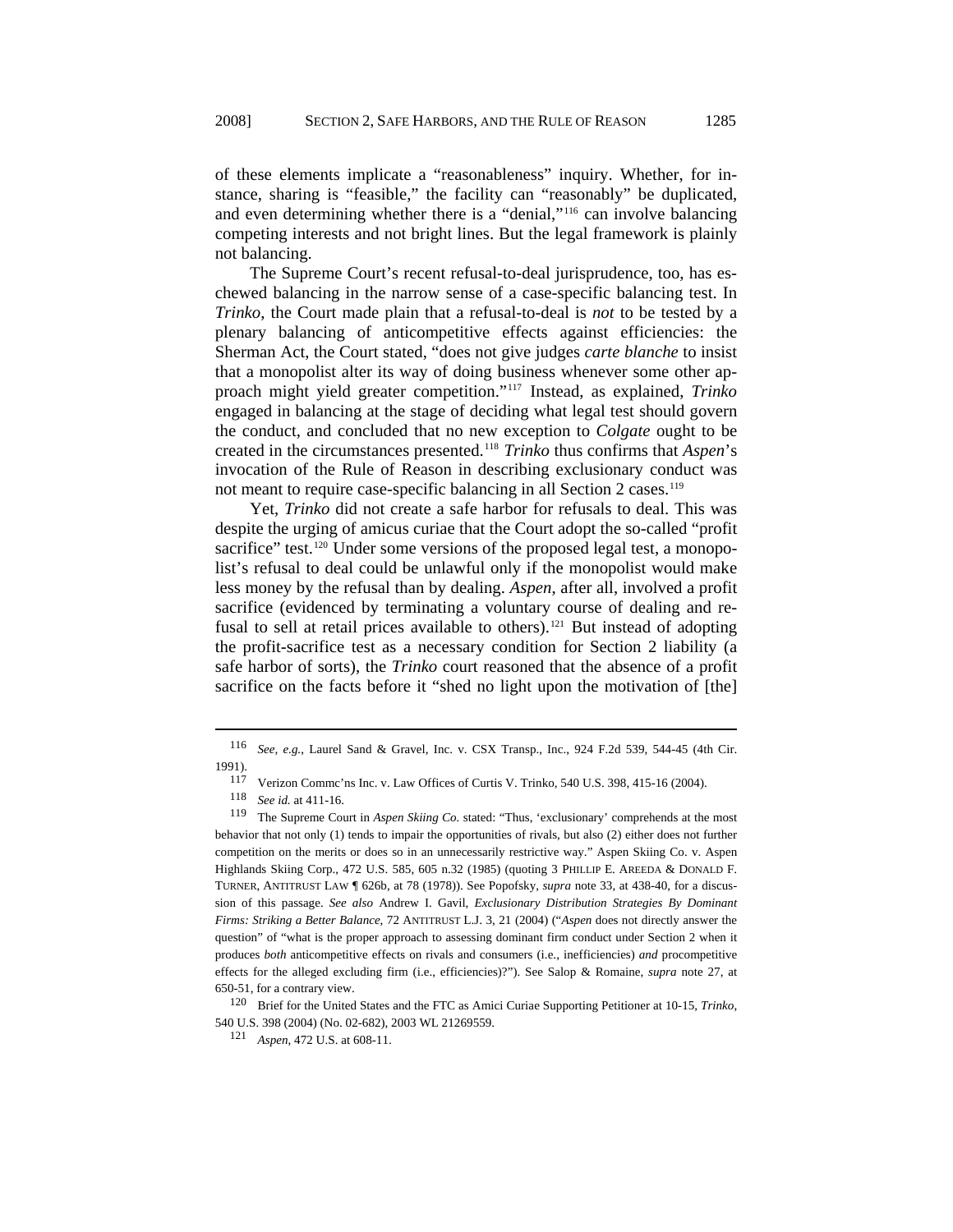of these elements implicate a "reasonableness" inquiry. Whether, for instance, sharing is "feasible," the facility can "reasonably" be duplicated, and even determining whether there is a "denial,"[116] can involve balancing competing interests and not bright lines. But the legal framework is plainly not balancing.

The Supreme Court's recent refusal-to-deal jurisprudence, too, has eschewed balancing in the narrow sense of a case-specific balancing test. In *Trinko*, the Court made plain that a refusal-to-deal is *not* to be tested by a plenary balancing of anticompetitive effects against efficiencies: the Sherman Act, the Court stated, "does not give judges *carte blanche* to insist that a monopolist alter its way of doing business whenever some other approach might yield greater competition."[117] Instead, as explained, *Trinko* engaged in balancing at the stage of deciding what legal test should govern the conduct, and concluded that no new exception to *Colgate* ought to be created in the circumstances presented.[118] *Trinko* thus confirms that *Aspen*'s invocation of the Rule of Reason in describing exclusionary conduct was not meant to require case-specific balancing in all Section 2 cases.[119]

Yet, *Trinko* did not create a safe harbor for refusals to deal. This was despite the urging of amicus curiae that the Court adopt the so-called "profit sacrifice" test.[120] Under some versions of the proposed legal test, a monopolist's refusal to deal could be unlawful only if the monopolist would make less money by the refusal than by dealing. *Aspen*, after all, involved a profit sacrifice (evidenced by terminating a voluntary course of dealing and refusal to sell at retail prices available to others).[121] But instead of adopting the profit-sacrifice test as a necessary condition for Section 2 liability (a safe harbor of sorts), the *Trinko* court reasoned that the absence of a profit sacrifice on the facts before it "shed no light upon the motivation of [the]

---

116 *See, e.g.*, Laurel Sand & Gravel, Inc. v. CSX Transp., Inc., 924 F.2d 539, 544-45 (4th Cir. 1991).

117 Verizon Commc'ns Inc. v. Law Offices of Curtis V. Trinko, 540 U.S. 398, 415-16 (2004).

118 *See id.* at 411-16.

119 The Supreme Court in *Aspen Skiing Co.* stated: "Thus, 'exclusionary' comprehends at the most behavior that not only (1) tends to impair the opportunities of rivals, but also (2) either does not further competition on the merits or does so in an unnecessarily restrictive way." Aspen Skiing Co. v. Aspen Highlands Skiing Corp., 472 U.S. 585, 605 n.32 (1985) (quoting 3 PHILLIP E. AREEDA & DONALD F. TURNER, ANTITRUST LAW ¶ 626b, at 78 (1978)). See Popofsky, *supra* note 33, at 438-40, for a discussion of this passage. *See also* Andrew I. Gavil, *Exclusionary Distribution Strategies By Dominant Firms: Striking a Better Balance*, 72 ANTITRUST L.J. 3, 21 (2004) ("*Aspen* does not directly answer the question" of "what is the proper approach to assessing dominant firm conduct under Section 2 when it produces *both* anticompetitive effects on rivals and consumers (i.e., inefficiencies) *and* procompetitive effects for the alleged excluding firm (i.e., efficiencies)?"). See Salop & Romaine, *supra* note 27, at 650-51, for a contrary view.

120 Brief for the United States and the FTC as Amici Curiae Supporting Petitioner at 10-15, *Trinko*, 540 U.S. 398 (2004) (No. 02-682), 2003 WL 21269559.

121 *Aspen*, 472 U.S. at 608-11.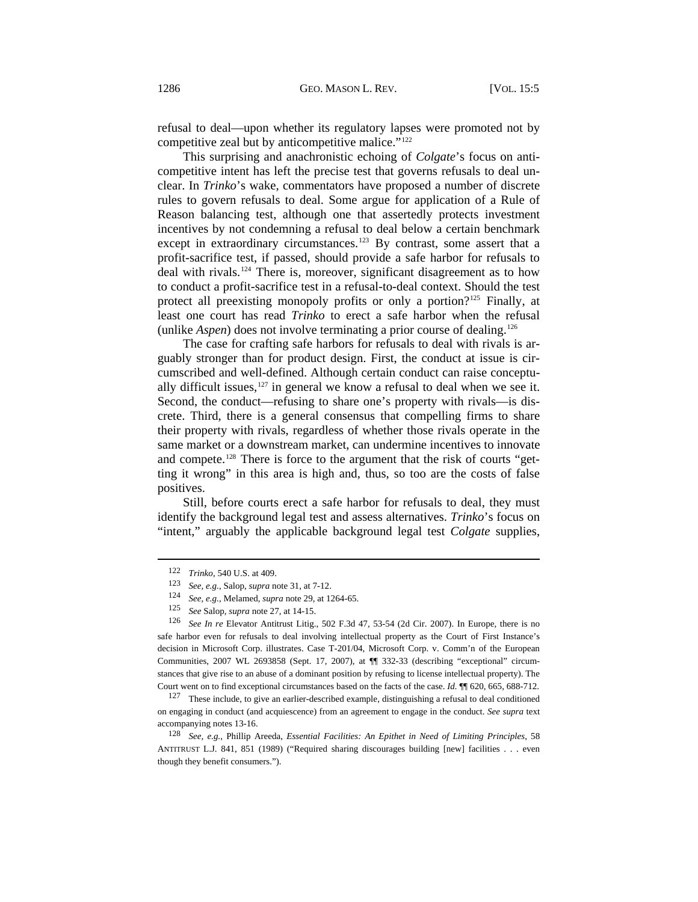refusal to deal—upon whether its regulatory lapses were promoted not by competitive zeal but by anticompetitive malice."[122]

This surprising and anachronistic echoing of *Colgate*'s focus on anticompetitive intent has left the precise test that governs refusals to deal unclear. In *Trinko*'s wake, commentators have proposed a number of discrete rules to govern refusals to deal. Some argue for application of a Rule of Reason balancing test, although one that assertedly protects investment incentives by not condemning a refusal to deal below a certain benchmark except in extraordinary circumstances.[123] By contrast, some assert that a profit-sacrifice test, if passed, should provide a safe harbor for refusals to deal with rivals.[124] There is, moreover, significant disagreement as to how to conduct a profit-sacrifice test in a refusal-to-deal context. Should the test protect all preexisting monopoly profits or only a portion?[125] Finally, at least one court has read *Trinko* to erect a safe harbor when the refusal (unlike *Aspen*) does not involve terminating a prior course of dealing.[126]

The case for crafting safe harbors for refusals to deal with rivals is arguably stronger than for product design. First, the conduct at issue is circumscribed and well-defined. Although certain conduct can raise conceptually difficult issues,[127] in general we know a refusal to deal when we see it. Second, the conduct—refusing to share one's property with rivals—is discrete. Third, there is a general consensus that compelling firms to share their property with rivals, regardless of whether those rivals operate in the same market or a downstream market, can undermine incentives to innovate and compete.[128] There is force to the argument that the risk of courts "getting it wrong" in this area is high and, thus, so too are the costs of false positives.

Still, before courts erect a safe harbor for refusals to deal, they must identify the background legal test and assess alternatives. *Trinko*'s focus on "intent," arguably the applicable background legal test *Colgate* supplies,

---

122 *Trinko*, 540 U.S. at 409.

123 *See, e.g.*, Salop, *supra* note 31, at 7-12.

124 *See, e.g.*, Melamed, *supra* note 29, at 1264-65.

125 *See* Salop, *supra* note 27, at 14-15.

126 *See In re* Elevator Antitrust Litig., 502 F.3d 47, 53-54 (2d Cir. 2007). In Europe, there is no safe harbor even for refusals to deal involving intellectual property as the Court of First Instance's decision in Microsoft Corp. illustrates. Case T-201/04, Microsoft Corp. v. Comm'n of the European Communities, 2007 WL 2693858 (Sept. 17, 2007), at ¶¶ 332-33 (describing "exceptional" circumstances that give rise to an abuse of a dominant position by refusing to license intellectual property). The Court went on to find exceptional circumstances based on the facts of the case. *Id*. ¶¶ 620, 665, 688-712.

127 These include, to give an earlier-described example, distinguishing a refusal to deal conditioned on engaging in conduct (and acquiescence) from an agreement to engage in the conduct. *See supra* text accompanying notes 13-16.

128 *See, e.g.*, Phillip Areeda, *Essential Facilities: An Epithet in Need of Limiting Principles*, 58 ANTITRUST L.J. 841, 851 (1989) ("Required sharing discourages building [new] facilities . . . even though they benefit consumers.").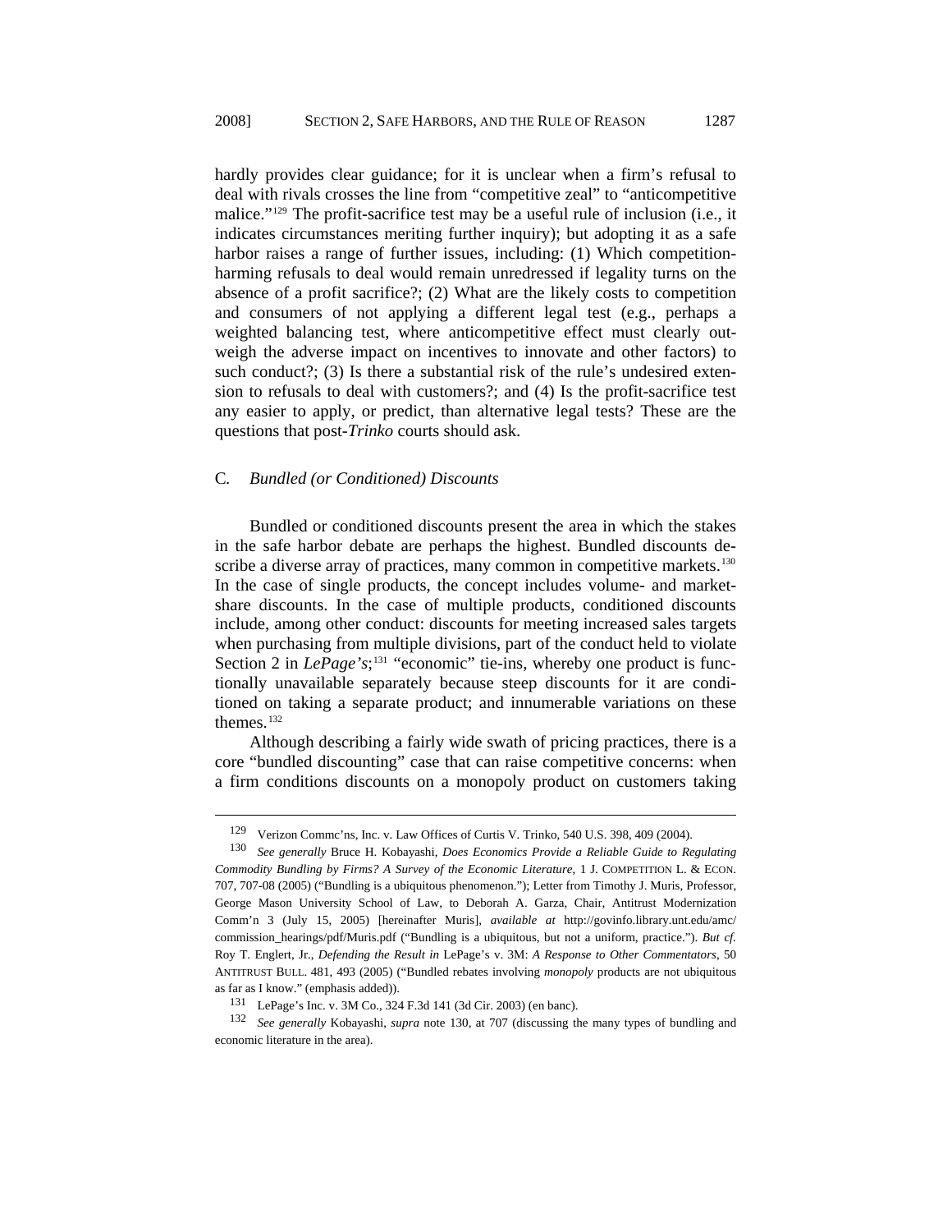hardly provides clear guidance; for it is unclear when a firm's refusal to deal with rivals crosses the line from "competitive zeal" to "anticompetitive malice."[129] The profit-sacrifice test may be a useful rule of inclusion (i.e., it indicates circumstances meriting further inquiry); but adopting it as a safe harbor raises a range of further issues, including: (1) Which competition-harming refusals to deal would remain unredressed if legality turns on the absence of a profit sacrifice?; (2) What are the likely costs to competition and consumers of not applying a different legal test (e.g., perhaps a weighted balancing test, where anticompetitive effect must clearly outweigh the adverse impact on incentives to innovate and other factors) to such conduct?; (3) Is there a substantial risk of the rule's undesired extension to refusals to deal with customers?; and (4) Is the profit-sacrifice test any easier to apply, or predict, than alternative legal tests? These are the questions that post-*Trinko* courts should ask.

### C. *Bundled (or Conditioned) Discounts*

Bundled or conditioned discounts present the area in which the stakes in the safe harbor debate are perhaps the highest. Bundled discounts describe a diverse array of practices, many common in competitive markets.[130] In the case of single products, the concept includes volume- and market-share discounts. In the case of multiple products, conditioned discounts include, among other conduct: discounts for meeting increased sales targets when purchasing from multiple divisions, part of the conduct held to violate Section 2 in *LePage's*;[131] "economic" tie-ins, whereby one product is functionally unavailable separately because steep discounts for it are conditioned on taking a separate product; and innumerable variations on these themes.[132]

Although describing a fairly wide swath of pricing practices, there is a core "bundled discounting" case that can raise competitive concerns: when a firm conditions discounts on a monopoly product on customers taking

---

129 Verizon Commc'ns, Inc. v. Law Offices of Curtis V. Trinko, 540 U.S. 398, 409 (2004).

130 *See generally* Bruce H. Kobayashi, *Does Economics Provide a Reliable Guide to Regulating Commodity Bundling by Firms? A Survey of the Economic Literature*, 1 J. COMPETITION L. & ECON. 707, 707-08 (2005) ("Bundling is a ubiquitous phenomenon."); Letter from Timothy J. Muris, Professor, George Mason University School of Law, to Deborah A. Garza, Chair, Antitrust Modernization Comm'n 3 (July 15, 2005) [hereinafter Muris], *available at* http://govinfo.library.unt.edu/amc/commission_hearings/pdf/Muris.pdf ("Bundling is a ubiquitous, but not a uniform, practice."). *But cf.* Roy T. Englert, Jr., *Defending the Result in* LePage's v. 3M: *A Response to Other Commentators*, 50 ANTITRUST BULL. 481, 493 (2005) ("Bundled rebates involving *monopoly* products are not ubiquitous as far as I know." (emphasis added)).

131 LePage's Inc. v. 3M Co., 324 F.3d 141 (3d Cir. 2003) (en banc).

132 *See generally* Kobayashi, *supra* note 130, at 707 (discussing the many types of bundling and economic literature in the area).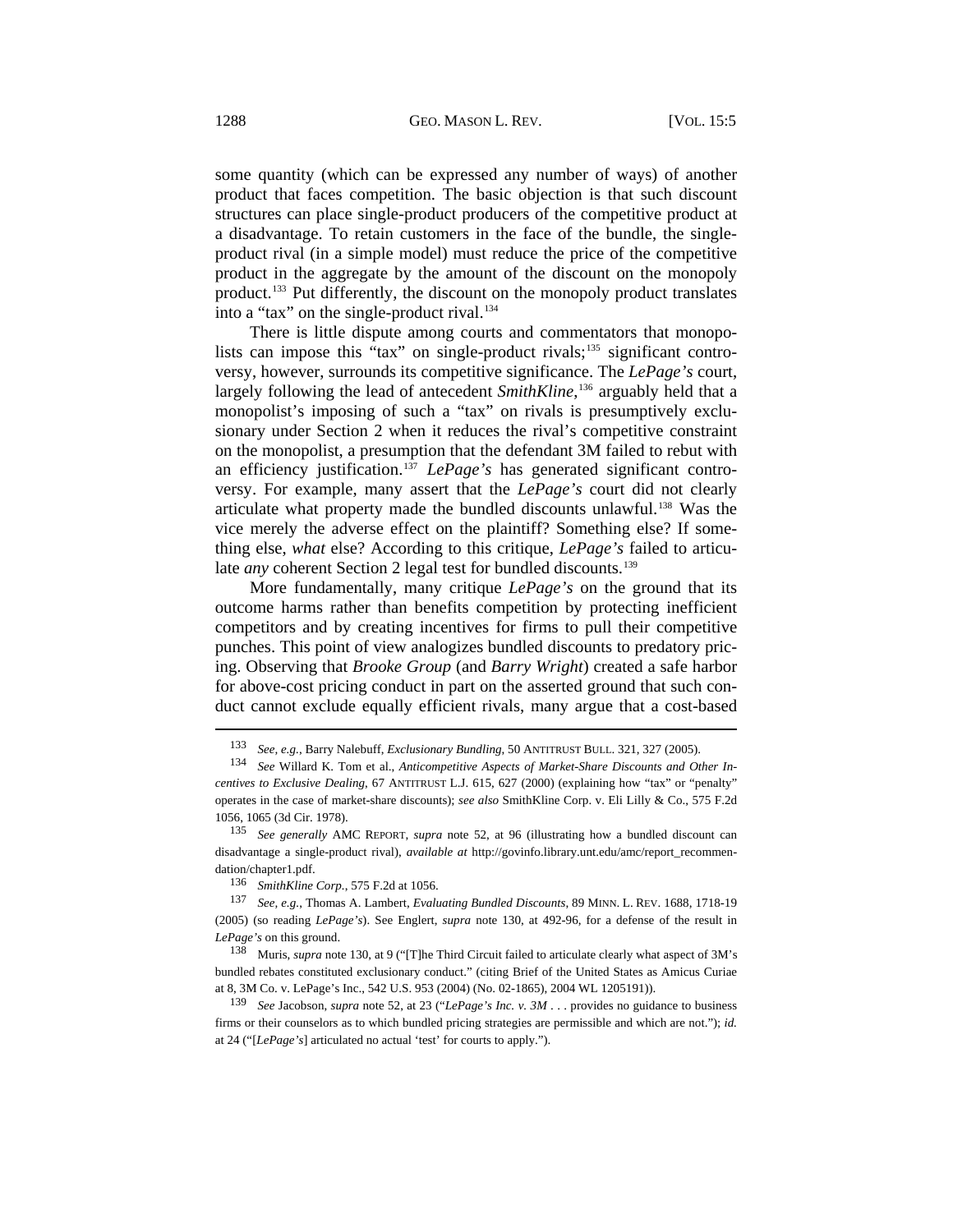some quantity (which can be expressed any number of ways) of another product that faces competition. The basic objection is that such discount structures can place single-product producers of the competitive product at a disadvantage. To retain customers in the face of the bundle, the single-product rival (in a simple model) must reduce the price of the competitive product in the aggregate by the amount of the discount on the monopoly product.[133] Put differently, the discount on the monopoly product translates into a "tax" on the single-product rival.[134]

There is little dispute among courts and commentators that monopolists can impose this "tax" on single-product rivals;[135] significant controversy, however, surrounds its competitive significance. The *LePage's* court, largely following the lead of antecedent *SmithKline*,[136] arguably held that a monopolist's imposing of such a "tax" on rivals is presumptively exclusionary under Section 2 when it reduces the rival's competitive constraint on the monopolist, a presumption that the defendant 3M failed to rebut with an efficiency justification.[137] *LePage's* has generated significant controversy. For example, many assert that the *LePage's* court did not clearly articulate what property made the bundled discounts unlawful.[138] Was the vice merely the adverse effect on the plaintiff? Something else? If something else, *what* else? According to this critique, *LePage's* failed to articulate *any* coherent Section 2 legal test for bundled discounts.[139]

More fundamentally, many critique *LePage's* on the ground that its outcome harms rather than benefits competition by protecting inefficient competitors and by creating incentives for firms to pull their competitive punches. This point of view analogizes bundled discounts to predatory pricing. Observing that *Brooke Group* (and *Barry Wright*) created a safe harbor for above-cost pricing conduct in part on the asserted ground that such conduct cannot exclude equally efficient rivals, many argue that a cost-based

---

[133] *See, e.g.*, Barry Nalebuff, *Exclusionary Bundling*, 50 ANTITRUST BULL. 321, 327 (2005).

[134] *See* Willard K. Tom et al., *Anticompetitive Aspects of Market-Share Discounts and Other Incentives to Exclusive Dealing*, 67 ANTITRUST L.J. 615, 627 (2000) (explaining how "tax" or "penalty" operates in the case of market-share discounts); *see also* SmithKline Corp. v. Eli Lilly & Co., 575 F.2d 1056, 1065 (3d Cir. 1978).

[135] *See generally* AMC REPORT, *supra* note 52, at 96 (illustrating how a bundled discount can disadvantage a single-product rival), *available at* http://govinfo.library.unt.edu/amc/report_recommendation/chapter1.pdf.

[136] *SmithKline Corp.*, 575 F.2d at 1056.

[137] *See, e.g.*, Thomas A. Lambert, *Evaluating Bundled Discounts*, 89 MINN. L. REV. 1688, 1718-19 (2005) (so reading *LePage's*). See Englert, *supra* note 130, at 492-96, for a defense of the result in *LePage's* on this ground.

[138] Muris, *supra* note 130, at 9 ("[T]he Third Circuit failed to articulate clearly what aspect of 3M's bundled rebates constituted exclusionary conduct." (citing Brief of the United States as Amicus Curiae at 8, 3M Co. v. LePage's Inc., 542 U.S. 953 (2004) (No. 02-1865), 2004 WL 1205191)).

[139] *See* Jacobson, *supra* note 52, at 23 ("*LePage's Inc. v. 3M* . . . provides no guidance to business firms or their counselors as to which bundled pricing strategies are permissible and which are not."); *id.* at 24 ("[*LePage's*] articulated no actual 'test' for courts to apply.").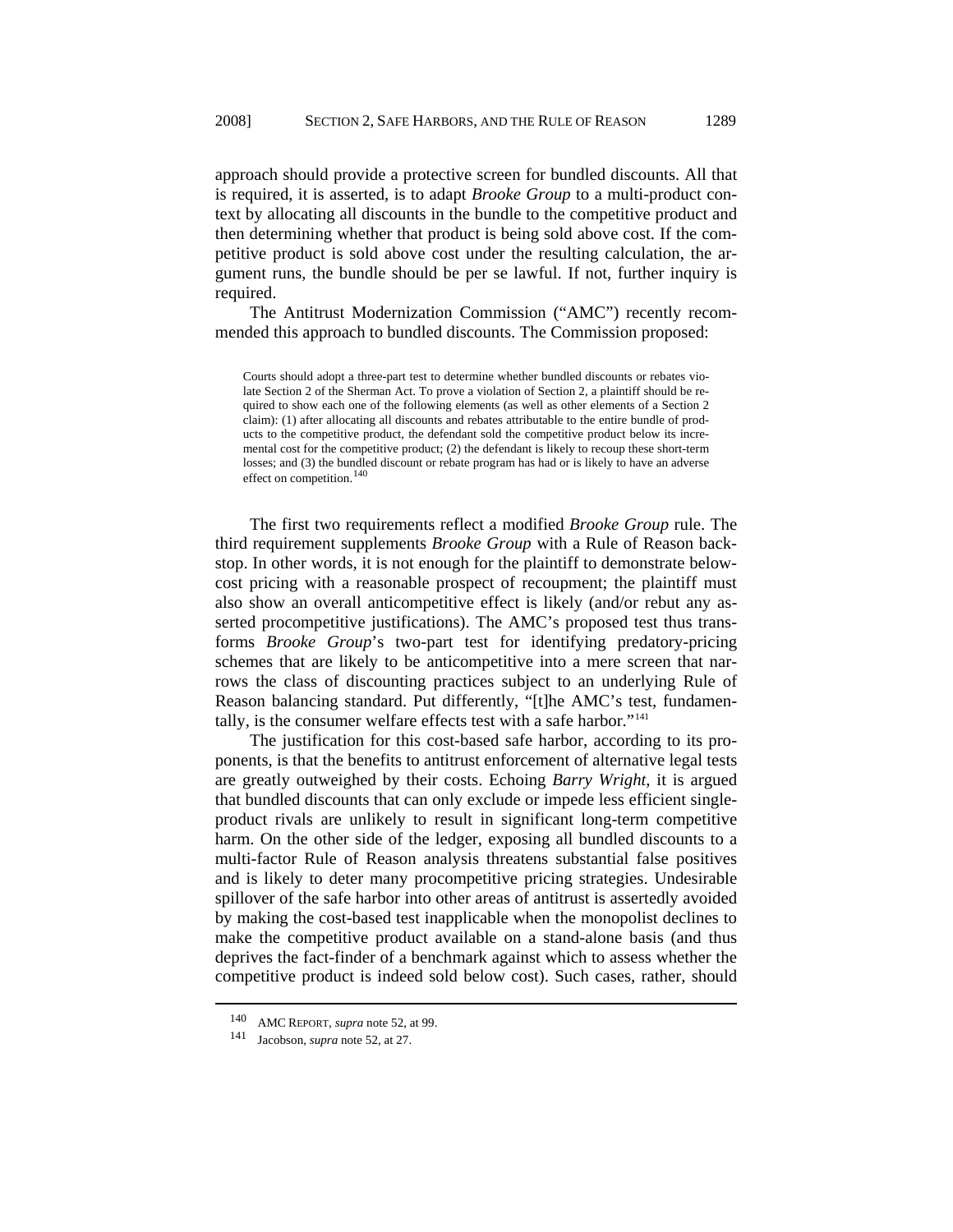approach should provide a protective screen for bundled discounts. All that is required, it is asserted, is to adapt *Brooke Group* to a multi-product context by allocating all discounts in the bundle to the competitive product and then determining whether that product is being sold above cost. If the competitive product is sold above cost under the resulting calculation, the argument runs, the bundle should be per se lawful. If not, further inquiry is required.

The Antitrust Modernization Commission ("AMC") recently recommended this approach to bundled discounts. The Commission proposed:

> Courts should adopt a three-part test to determine whether bundled discounts or rebates violate Section 2 of the Sherman Act. To prove a violation of Section 2, a plaintiff should be required to show each one of the following elements (as well as other elements of a Section 2 claim): (1) after allocating all discounts and rebates attributable to the entire bundle of products to the competitive product, the defendant sold the competitive product below its incremental cost for the competitive product; (2) the defendant is likely to recoup these short-term losses; and (3) the bundled discount or rebate program has had or is likely to have an adverse effect on competition.[140]

The first two requirements reflect a modified *Brooke Group* rule. The third requirement supplements *Brooke Group* with a Rule of Reason backstop. In other words, it is not enough for the plaintiff to demonstrate below-cost pricing with a reasonable prospect of recoupment; the plaintiff must also show an overall anticompetitive effect is likely (and/or rebut any asserted procompetitive justifications). The AMC's proposed test thus transforms *Brooke Group*'s two-part test for identifying predatory-pricing schemes that are likely to be anticompetitive into a mere screen that narrows the class of discounting practices subject to an underlying Rule of Reason balancing standard. Put differently, "[t]he AMC's test, fundamentally, is the consumer welfare effects test with a safe harbor."[141]

The justification for this cost-based safe harbor, according to its proponents, is that the benefits to antitrust enforcement of alternative legal tests are greatly outweighed by their costs. Echoing *Barry Wright*, it is argued that bundled discounts that can only exclude or impede less efficient single-product rivals are unlikely to result in significant long-term competitive harm. On the other side of the ledger, exposing all bundled discounts to a multi-factor Rule of Reason analysis threatens substantial false positives and is likely to deter many procompetitive pricing strategies. Undesirable spillover of the safe harbor into other areas of antitrust is assertedly avoided by making the cost-based test inapplicable when the monopolist declines to make the competitive product available on a stand-alone basis (and thus deprives the fact-finder of a benchmark against which to assess whether the competitive product is indeed sold below cost). Such cases, rather, should

---

140 AMC REPORT, *supra* note 52, at 99.

141 Jacobson, *supra* note 52, at 27.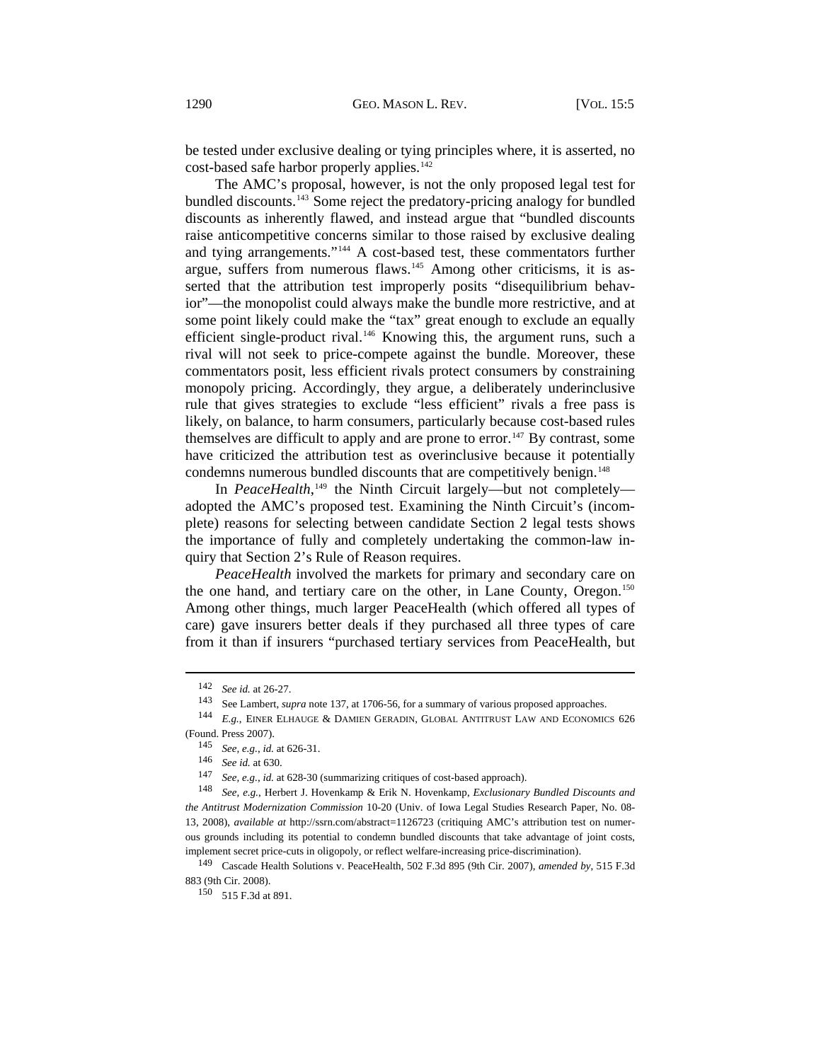be tested under exclusive dealing or tying principles where, it is asserted, no cost-based safe harbor properly applies.[142]

The AMC's proposal, however, is not the only proposed legal test for bundled discounts.[143] Some reject the predatory-pricing analogy for bundled discounts as inherently flawed, and instead argue that "bundled discounts raise anticompetitive concerns similar to those raised by exclusive dealing and tying arrangements."[144] A cost-based test, these commentators further argue, suffers from numerous flaws.[145] Among other criticisms, it is asserted that the attribution test improperly posits "disequilibrium behavior"—the monopolist could always make the bundle more restrictive, and at some point likely could make the "tax" great enough to exclude an equally efficient single-product rival.[146] Knowing this, the argument runs, such a rival will not seek to price-compete against the bundle. Moreover, these commentators posit, less efficient rivals protect consumers by constraining monopoly pricing. Accordingly, they argue, a deliberately underinclusive rule that gives strategies to exclude "less efficient" rivals a free pass is likely, on balance, to harm consumers, particularly because cost-based rules themselves are difficult to apply and are prone to error.[147] By contrast, some have criticized the attribution test as overinclusive because it potentially condemns numerous bundled discounts that are competitively benign.[148]

In *PeaceHealth*,[149] the Ninth Circuit largely—but not completely—adopted the AMC's proposed test. Examining the Ninth Circuit's (incomplete) reasons for selecting between candidate Section 2 legal tests shows the importance of fully and completely undertaking the common-law inquiry that Section 2's Rule of Reason requires.

*PeaceHealth* involved the markets for primary and secondary care on the one hand, and tertiary care on the other, in Lane County, Oregon.[150] Among other things, much larger PeaceHealth (which offered all types of care) gave insurers better deals if they purchased all three types of care from it than if insurers "purchased tertiary services from PeaceHealth, but

---

142 *See id.* at 26-27.

143 See Lambert, *supra* note 137, at 1706-56, for a summary of various proposed approaches.

144 *E.g.*, EINER ELHAUGE & DAMIEN GERADIN, GLOBAL ANTITRUST LAW AND ECONOMICS 626 (Found. Press 2007).

145 *See, e.g.*, *id.* at 626-31.

146 *See id.* at 630.

147 *See, e.g.*, *id.* at 628-30 (summarizing critiques of cost-based approach).

148 *See, e.g.*, Herbert J. Hovenkamp & Erik N. Hovenkamp, *Exclusionary Bundled Discounts and the Antitrust Modernization Commission* 10-20 (Univ. of Iowa Legal Studies Research Paper, No. 08-13, 2008), *available at* http://ssrn.com/abstract=1126723 (critiquing AMC's attribution test on numerous grounds including its potential to condemn bundled discounts that take advantage of joint costs, implement secret price-cuts in oligopoly, or reflect welfare-increasing price-discrimination).

149 Cascade Health Solutions v. PeaceHealth, 502 F.3d 895 (9th Cir. 2007), *amended by*, 515 F.3d 883 (9th Cir. 2008).

150 515 F.3d at 891.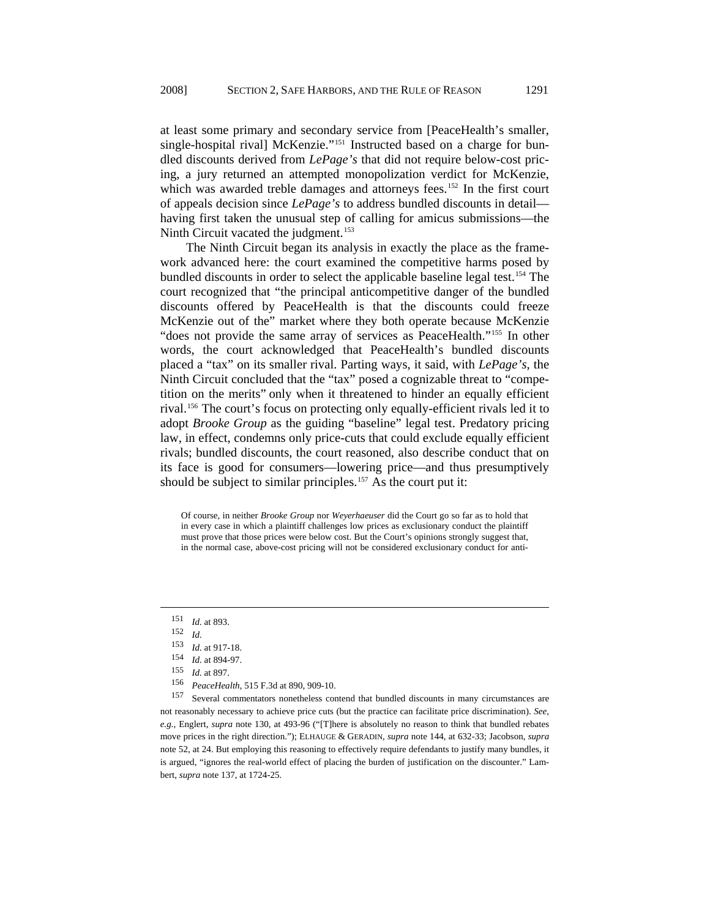at least some primary and secondary service from [PeaceHealth's smaller, single-hospital rival] McKenzie."[151] Instructed based on a charge for bundled discounts derived from *LePage's* that did not require below-cost pricing, a jury returned an attempted monopolization verdict for McKenzie, which was awarded treble damages and attorneys fees.[152] In the first court of appeals decision since *LePage's* to address bundled discounts in detail—having first taken the unusual step of calling for amicus submissions—the Ninth Circuit vacated the judgment.[153]

The Ninth Circuit began its analysis in exactly the place as the framework advanced here: the court examined the competitive harms posed by bundled discounts in order to select the applicable baseline legal test.[154] The court recognized that "the principal anticompetitive danger of the bundled discounts offered by PeaceHealth is that the discounts could freeze McKenzie out of the" market where they both operate because McKenzie "does not provide the same array of services as PeaceHealth."[155] In other words, the court acknowledged that PeaceHealth's bundled discounts placed a "tax" on its smaller rival. Parting ways, it said, with *LePage's*, the Ninth Circuit concluded that the "tax" posed a cognizable threat to "competition on the merits" only when it threatened to hinder an equally efficient rival.[156] The court's focus on protecting only equally-efficient rivals led it to adopt *Brooke Group* as the guiding "baseline" legal test. Predatory pricing law, in effect, condemns only price-cuts that could exclude equally efficient rivals; bundled discounts, the court reasoned, also describe conduct that on its face is good for consumers—lowering price—and thus presumptively should be subject to similar principles.[157] As the court put it:

> Of course, in neither *Brooke Group* nor *Weyerhaeuser* did the Court go so far as to hold that in every case in which a plaintiff challenges low prices as exclusionary conduct the plaintiff must prove that those prices were below cost. But the Court's opinions strongly suggest that, in the normal case, above-cost pricing will not be considered exclusionary conduct for anti-

---

[151] *Id.* at 893.

[152] *Id.*

[153] *Id.* at 917-18.

[154] *Id.* at 894-97.

[155] *Id.* at 897.

[156] *PeaceHealth*, 515 F.3d at 890, 909-10.

[157] Several commentators nonetheless contend that bundled discounts in many circumstances are not reasonably necessary to achieve price cuts (but the practice can facilitate price discrimination). *See, e.g.*, Englert, *supra* note 130, at 493-96 ("[T]here is absolutely no reason to think that bundled rebates move prices in the right direction."); ELHAUGE & GERADIN, *supra* note 144, at 632-33; Jacobson, *supra* note 52, at 24. But employing this reasoning to effectively require defendants to justify many bundles, it is argued, "ignores the real-world effect of placing the burden of justification on the discounter." Lambert, *supra* note 137, at 1724-25.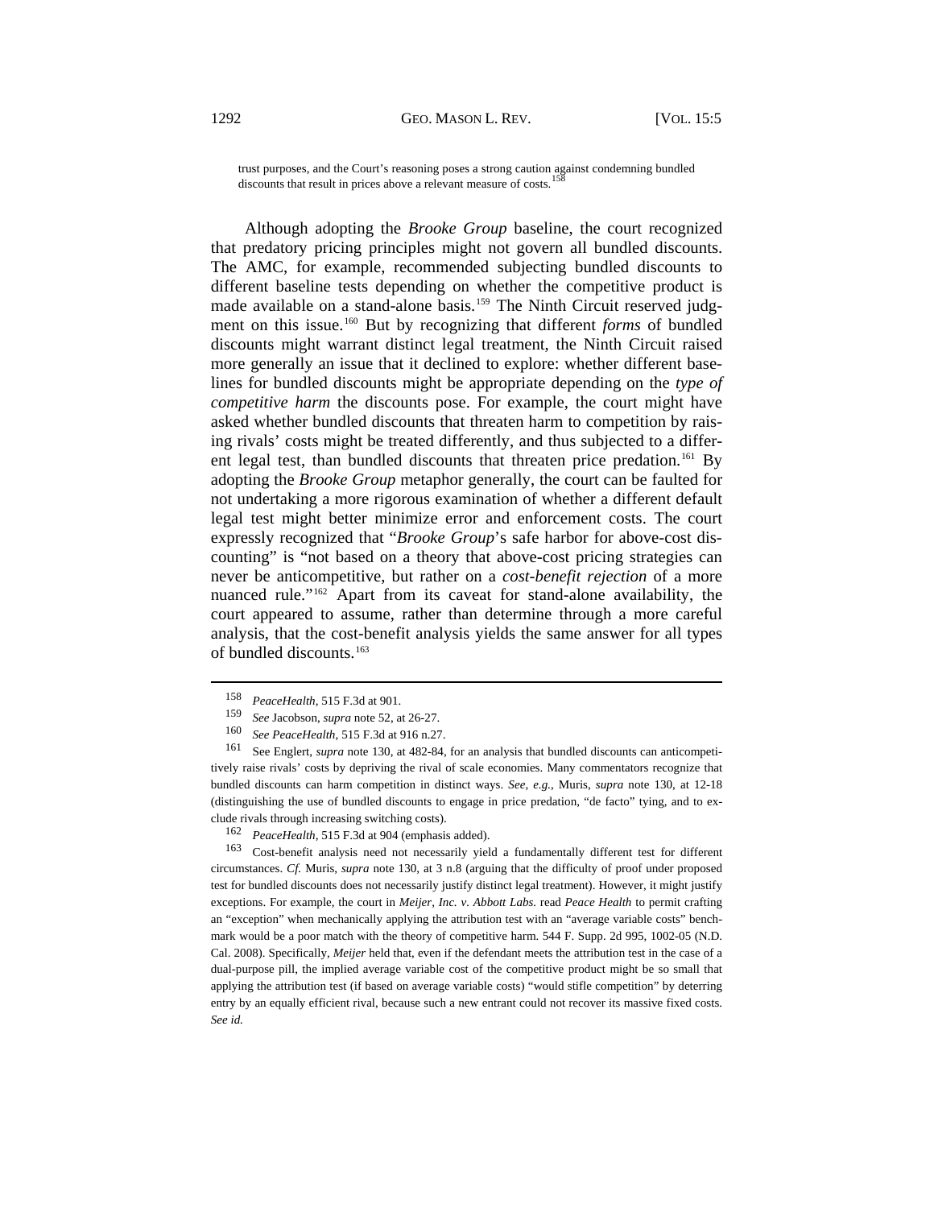> trust purposes, and the Court's reasoning poses a strong caution against condemning bundled discounts that result in prices above a relevant measure of costs.[158]

Although adopting the *Brooke Group* baseline, the court recognized that predatory pricing principles might not govern all bundled discounts. The AMC, for example, recommended subjecting bundled discounts to different baseline tests depending on whether the competitive product is made available on a stand-alone basis.[159] The Ninth Circuit reserved judgment on this issue.[160] But by recognizing that different *forms* of bundled discounts might warrant distinct legal treatment, the Ninth Circuit raised more generally an issue that it declined to explore: whether different baselines for bundled discounts might be appropriate depending on the *type of competitive harm* the discounts pose. For example, the court might have asked whether bundled discounts that threaten harm to competition by raising rivals' costs might be treated differently, and thus subjected to a different legal test, than bundled discounts that threaten price predation.[161] By adopting the *Brooke Group* metaphor generally, the court can be faulted for not undertaking a more rigorous examination of whether a different default legal test might better minimize error and enforcement costs. The court expressly recognized that "*Brooke Group*'s safe harbor for above-cost discounting" is "not based on a theory that above-cost pricing strategies can never be anticompetitive, but rather on a *cost-benefit rejection* of a more nuanced rule."[162] Apart from its caveat for stand-alone availability, the court appeared to assume, rather than determine through a more careful analysis, that the cost-benefit analysis yields the same answer for all types of bundled discounts.[163]

---

158 *PeaceHealth*, 515 F.3d at 901.

159 *See* Jacobson, *supra* note 52, at 26-27.

160 *See PeaceHealth*, 515 F.3d at 916 n.27.

161 See Englert, *supra* note 130, at 482-84, for an analysis that bundled discounts can anticompetitively raise rivals' costs by depriving the rival of scale economies. Many commentators recognize that bundled discounts can harm competition in distinct ways. *See, e.g.*, Muris, *supra* note 130, at 12-18 (distinguishing the use of bundled discounts to engage in price predation, "de facto" tying, and to exclude rivals through increasing switching costs).

162 *PeaceHealth*, 515 F.3d at 904 (emphasis added).

163 Cost-benefit analysis need not necessarily yield a fundamentally different test for different circumstances. *Cf.* Muris, *supra* note 130, at 3 n.8 (arguing that the difficulty of proof under proposed test for bundled discounts does not necessarily justify distinct legal treatment). However, it might justify exceptions. For example, the court in *Meijer, Inc. v. Abbott Labs.* read *Peace Health* to permit crafting an "exception" when mechanically applying the attribution test with an "average variable costs" benchmark would be a poor match with the theory of competitive harm. 544 F. Supp. 2d 995, 1002-05 (N.D. Cal. 2008). Specifically, *Meijer* held that, even if the defendant meets the attribution test in the case of a dual-purpose pill, the implied average variable cost of the competitive product might be so small that applying the attribution test (if based on average variable costs) "would stifle competition" by deterring entry by an equally efficient rival, because such a new entrant could not recover its massive fixed costs. *See id.*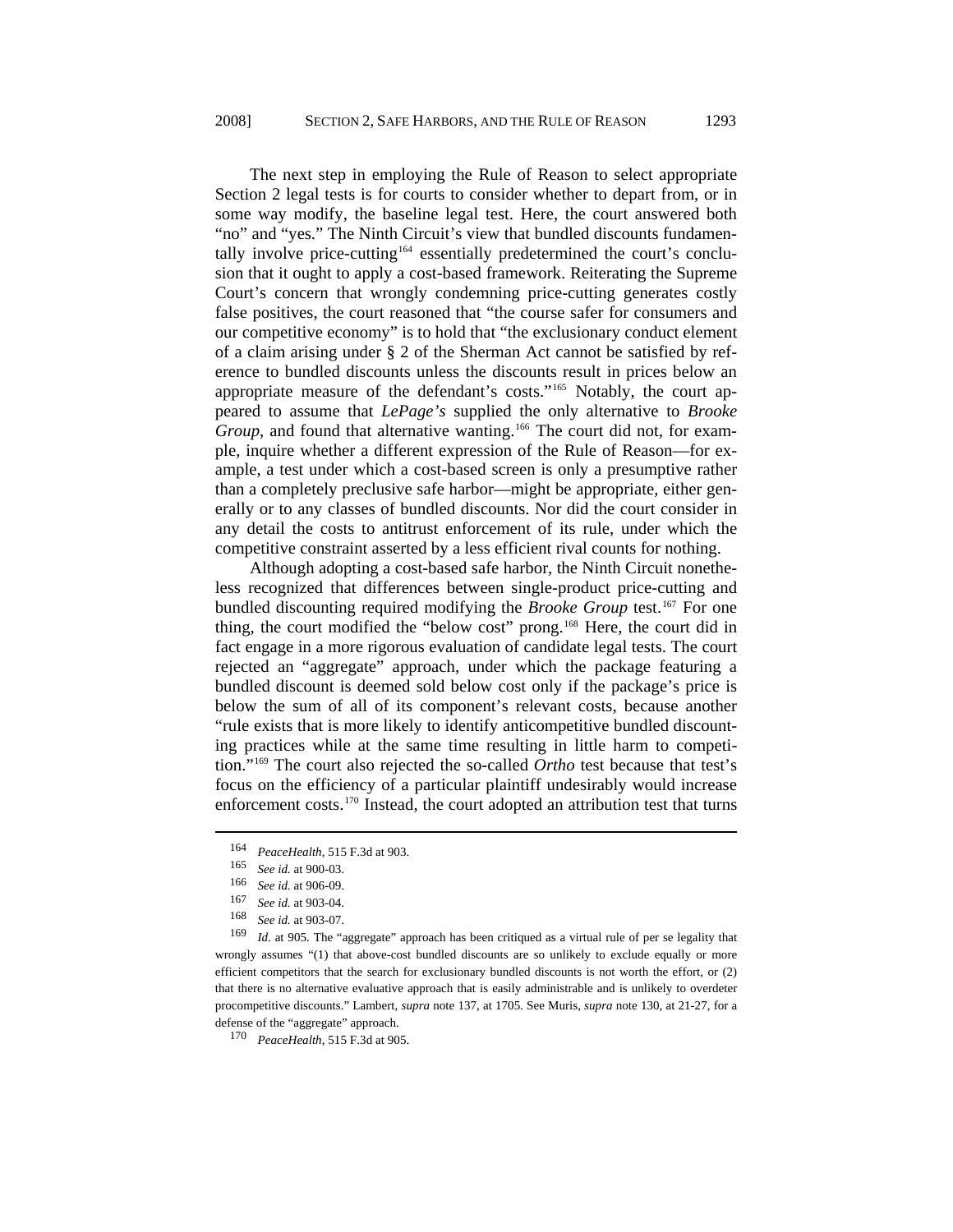The next step in employing the Rule of Reason to select appropriate Section 2 legal tests is for courts to consider whether to depart from, or in some way modify, the baseline legal test. Here, the court answered both "no" and "yes." The Ninth Circuit's view that bundled discounts fundamentally involve price-cutting[164] essentially predetermined the court's conclusion that it ought to apply a cost-based framework. Reiterating the Supreme Court's concern that wrongly condemning price-cutting generates costly false positives, the court reasoned that "the course safer for consumers and our competitive economy" is to hold that "the exclusionary conduct element of a claim arising under § 2 of the Sherman Act cannot be satisfied by reference to bundled discounts unless the discounts result in prices below an appropriate measure of the defendant's costs."[165] Notably, the court appeared to assume that *LePage's* supplied the only alternative to *Brooke Group*, and found that alternative wanting.[166] The court did not, for example, inquire whether a different expression of the Rule of Reason—for example, a test under which a cost-based screen is only a presumptive rather than a completely preclusive safe harbor—might be appropriate, either generally or to any classes of bundled discounts. Nor did the court consider in any detail the costs to antitrust enforcement of its rule, under which the competitive constraint asserted by a less efficient rival counts for nothing.

Although adopting a cost-based safe harbor, the Ninth Circuit nonetheless recognized that differences between single-product price-cutting and bundled discounting required modifying the *Brooke Group* test.[167] For one thing, the court modified the "below cost" prong.[168] Here, the court did in fact engage in a more rigorous evaluation of candidate legal tests. The court rejected an "aggregate" approach, under which the package featuring a bundled discount is deemed sold below cost only if the package's price is below the sum of all of its component's relevant costs, because another "rule exists that is more likely to identify anticompetitive bundled discounting practices while at the same time resulting in little harm to competition."[169] The court also rejected the so-called *Ortho* test because that test's focus on the efficiency of a particular plaintiff undesirably would increase enforcement costs.[170] Instead, the court adopted an attribution test that turns

---

164 *PeaceHealth*, 515 F.3d at 903.

165 *See id.* at 900-03.

166 *See id.* at 906-09.

167 *See id.* at 903-04.

168 *See id.* at 903-07.

169 *Id.* at 905. The "aggregate" approach has been critiqued as a virtual rule of per se legality that wrongly assumes "(1) that above-cost bundled discounts are so unlikely to exclude equally or more efficient competitors that the search for exclusionary bundled discounts is not worth the effort, or (2) that there is no alternative evaluative approach that is easily administrable and is unlikely to overdeter procompetitive discounts." Lambert, *supra* note 137, at 1705. See Muris, *supra* note 130, at 21-27, for a defense of the "aggregate" approach.

170 *PeaceHealth*, 515 F.3d at 905.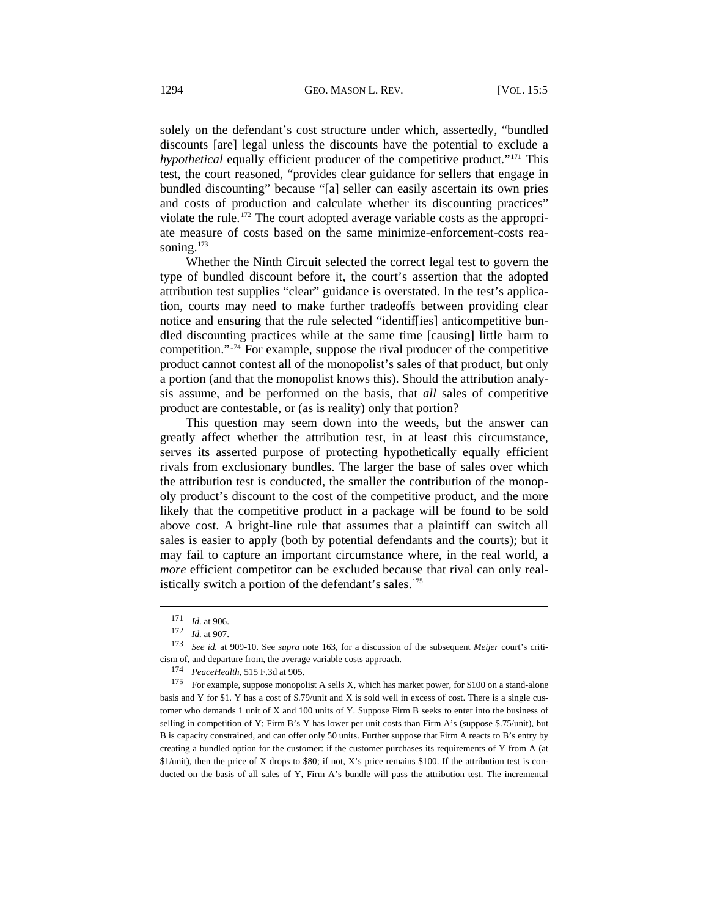solely on the defendant's cost structure under which, assertedly, "bundled discounts [are] legal unless the discounts have the potential to exclude a *hypothetical* equally efficient producer of the competitive product."[171] This test, the court reasoned, "provides clear guidance for sellers that engage in bundled discounting" because "[a] seller can easily ascertain its own pries and costs of production and calculate whether its discounting practices" violate the rule.[172] The court adopted average variable costs as the appropriate measure of costs based on the same minimize-enforcement-costs reasoning.[173]

Whether the Ninth Circuit selected the correct legal test to govern the type of bundled discount before it, the court's assertion that the adopted attribution test supplies "clear" guidance is overstated. In the test's application, courts may need to make further tradeoffs between providing clear notice and ensuring that the rule selected "identif[ies] anticompetitive bundled discounting practices while at the same time [causing] little harm to competition."[174] For example, suppose the rival producer of the competitive product cannot contest all of the monopolist's sales of that product, but only a portion (and that the monopolist knows this). Should the attribution analysis assume, and be performed on the basis, that *all* sales of competitive product are contestable, or (as is reality) only that portion?

This question may seem down into the weeds, but the answer can greatly affect whether the attribution test, in at least this circumstance, serves its asserted purpose of protecting hypothetically equally efficient rivals from exclusionary bundles. The larger the base of sales over which the attribution test is conducted, the smaller the contribution of the monopoly product's discount to the cost of the competitive product, and the more likely that the competitive product in a package will be found to be sold above cost. A bright-line rule that assumes that a plaintiff can switch all sales is easier to apply (both by potential defendants and the courts); but it may fail to capture an important circumstance where, in the real world, a *more* efficient competitor can be excluded because that rival can only realistically switch a portion of the defendant's sales.[175]

---

[171] *Id.* at 906.

[172] *Id.* at 907.

[173] *See id.* at 909-10. See *supra* note 163, for a discussion of the subsequent *Meijer* court's criticism of, and departure from, the average variable costs approach.

[174] *PeaceHealth*, 515 F.3d at 905.

[175] For example, suppose monopolist A sells X, which has market power, for \$100 on a stand-alone basis and Y for \$1. Y has a cost of \$.79/unit and X is sold well in excess of cost. There is a single customer who demands 1 unit of X and 100 units of Y. Suppose Firm B seeks to enter into the business of selling in competition of Y; Firm B's Y has lower per unit costs than Firm A's (suppose \$.75/unit), but B is capacity constrained, and can offer only 50 units. Further suppose that Firm A reacts to B's entry by creating a bundled option for the customer: if the customer purchases its requirements of Y from A (at \$1/unit), then the price of X drops to \$80; if not, X's price remains \$100. If the attribution test is conducted on the basis of all sales of Y, Firm A's bundle will pass the attribution test. The incremental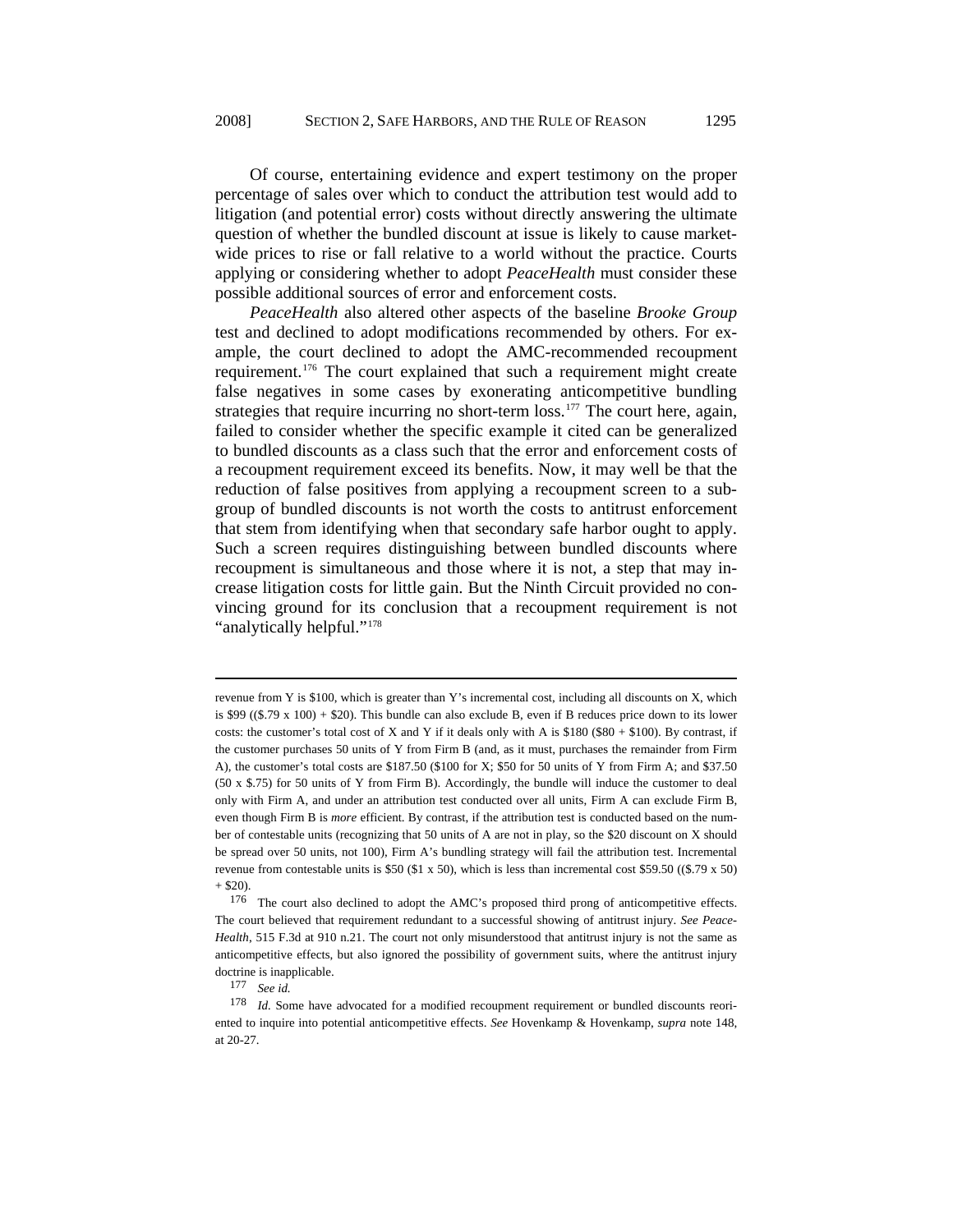Of course, entertaining evidence and expert testimony on the proper percentage of sales over which to conduct the attribution test would add to litigation (and potential error) costs without directly answering the ultimate question of whether the bundled discount at issue is likely to cause market-wide prices to rise or fall relative to a world without the practice. Courts applying or considering whether to adopt *PeaceHealth* must consider these possible additional sources of error and enforcement costs.

*PeaceHealth* also altered other aspects of the baseline *Brooke Group* test and declined to adopt modifications recommended by others. For example, the court declined to adopt the AMC-recommended recoupment requirement.[176] The court explained that such a requirement might create false negatives in some cases by exonerating anticompetitive bundling strategies that require incurring no short-term loss.[177] The court here, again, failed to consider whether the specific example it cited can be generalized to bundled discounts as a class such that the error and enforcement costs of a recoupment requirement exceed its benefits. Now, it may well be that the reduction of false positives from applying a recoupment screen to a subgroup of bundled discounts is not worth the costs to antitrust enforcement that stem from identifying when that secondary safe harbor ought to apply. Such a screen requires distinguishing between bundled discounts where recoupment is simultaneous and those where it is not, a step that may increase litigation costs for little gain. But the Ninth Circuit provided no convincing ground for its conclusion that a recoupment requirement is not "analytically helpful."[178]

---

revenue from Y is \$100, which is greater than Y's incremental cost, including all discounts on X, which is \$99 ((\$.79 x 100) + \$20). This bundle can also exclude B, even if B reduces price down to its lower costs: the customer's total cost of X and Y if it deals only with A is \$180 (\$80 + \$100). By contrast, if the customer purchases 50 units of Y from Firm B (and, as it must, purchases the remainder from Firm A), the customer's total costs are \$187.50 (\$100 for X; \$50 for 50 units of Y from Firm A; and \$37.50 (50 x \$.75) for 50 units of Y from Firm B). Accordingly, the bundle will induce the customer to deal only with Firm A, and under an attribution test conducted over all units, Firm A can exclude Firm B, even though Firm B is *more* efficient. By contrast, if the attribution test is conducted based on the number of contestable units (recognizing that 50 units of A are not in play, so the \$20 discount on X should be spread over 50 units, not 100), Firm A's bundling strategy will fail the attribution test. Incremental revenue from contestable units is \$50 (\$1 x 50), which is less than incremental cost \$59.50 ((\$.79 x 50) + \$20).

176 The court also declined to adopt the AMC's proposed third prong of anticompetitive effects. The court believed that requirement redundant to a successful showing of antitrust injury. *See PeaceHealth*, 515 F.3d at 910 n.21. The court not only misunderstood that antitrust injury is not the same as anticompetitive effects, but also ignored the possibility of government suits, where the antitrust injury doctrine is inapplicable.

177 *See id.*

178 *Id.* Some have advocated for a modified recoupment requirement or bundled discounts reoriented to inquire into potential anticompetitive effects. *See* Hovenkamp & Hovenkamp, *supra* note 148, at 20-27.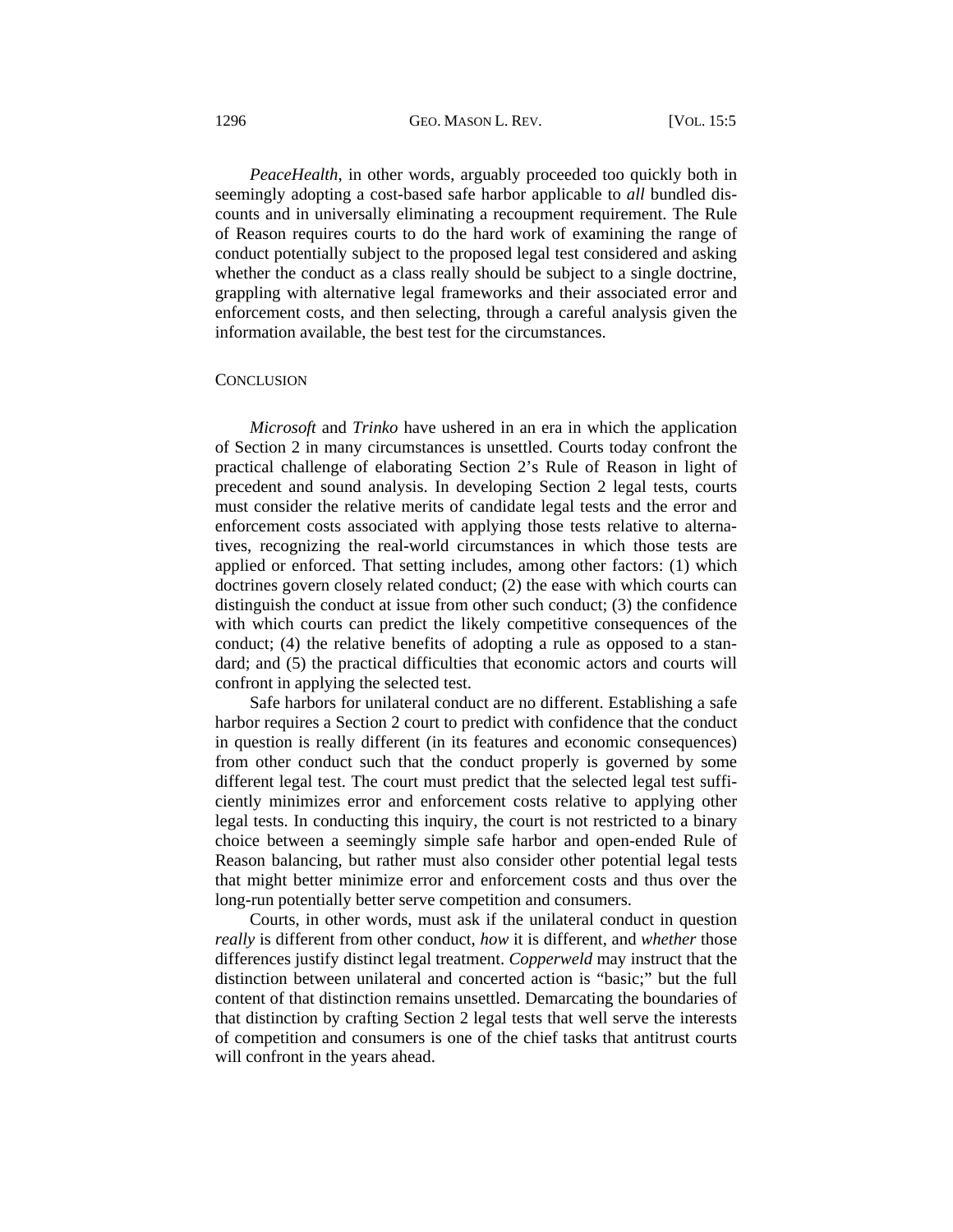*PeaceHealth*, in other words, arguably proceeded too quickly both in seemingly adopting a cost-based safe harbor applicable to *all* bundled discounts and in universally eliminating a recoupment requirement. The Rule of Reason requires courts to do the hard work of examining the range of conduct potentially subject to the proposed legal test considered and asking whether the conduct as a class really should be subject to a single doctrine, grappling with alternative legal frameworks and their associated error and enforcement costs, and then selecting, through a careful analysis given the information available, the best test for the circumstances.

## CONCLUSION

*Microsoft* and *Trinko* have ushered in an era in which the application of Section 2 in many circumstances is unsettled. Courts today confront the practical challenge of elaborating Section 2's Rule of Reason in light of precedent and sound analysis. In developing Section 2 legal tests, courts must consider the relative merits of candidate legal tests and the error and enforcement costs associated with applying those tests relative to alternatives, recognizing the real-world circumstances in which those tests are applied or enforced. That setting includes, among other factors: (1) which doctrines govern closely related conduct; (2) the ease with which courts can distinguish the conduct at issue from other such conduct; (3) the confidence with which courts can predict the likely competitive consequences of the conduct; (4) the relative benefits of adopting a rule as opposed to a standard; and (5) the practical difficulties that economic actors and courts will confront in applying the selected test.

Safe harbors for unilateral conduct are no different. Establishing a safe harbor requires a Section 2 court to predict with confidence that the conduct in question is really different (in its features and economic consequences) from other conduct such that the conduct properly is governed by some different legal test. The court must predict that the selected legal test sufficiently minimizes error and enforcement costs relative to applying other legal tests. In conducting this inquiry, the court is not restricted to a binary choice between a seemingly simple safe harbor and open-ended Rule of Reason balancing, but rather must also consider other potential legal tests that might better minimize error and enforcement costs and thus over the long-run potentially better serve competition and consumers.

Courts, in other words, must ask if the unilateral conduct in question *really* is different from other conduct, *how* it is different, and *whether* those differences justify distinct legal treatment. *Copperweld* may instruct that the distinction between unilateral and concerted action is "basic;" but the full content of that distinction remains unsettled. Demarcating the boundaries of that distinction by crafting Section 2 legal tests that well serve the interests of competition and consumers is one of the chief tasks that antitrust courts will confront in the years ahead.